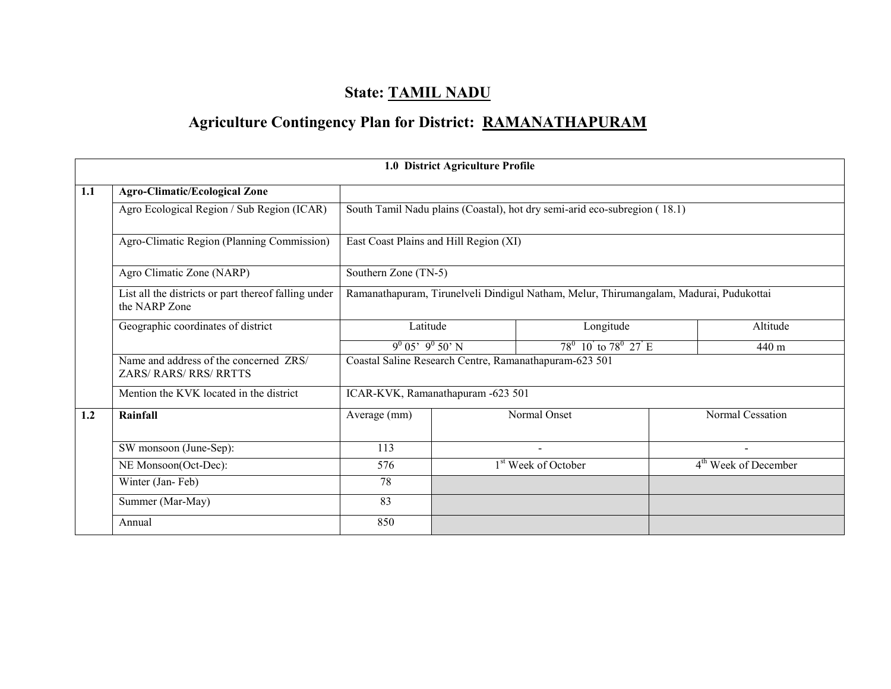# State: TAMIL NADU

## Agriculture Contingency Plan for District: RAMANATHAPURAM

| 1.0 District Agriculture Profile | | | | |
|---|---|---|---|---|
| **1.1** | **Agro-Climatic/Ecological Zone** | | | |
| | Agro Ecological Region / Sub Region (ICAR) | South Tamil Nadu plains (Coastal), hot dry semi-arid eco-subregion ( 18.1) | | |
| | Agro-Climatic Region (Planning Commission) | East Coast Plains and Hill Region (XI) | | |
| | Agro Climatic Zone (NARP) | Southern Zone (TN-5) | | |
| | List all the districts or part thereof falling under the NARP Zone | Ramanathapuram, Tirunelveli Dindigul Natham, Melur, Thirumangalam, Madurai, Pudukottai | | |
| | Geographic coordinates of district | Latitude | Longitude | Altitude |
| | | $9^0$ 05' $9^0$ 50' N | $78^0$ 10' to $78^0$ 27' E | 440 m |
| | Name and address of the concerned ZRS/ ZARS/ RARS/ RRS/ RRTTS | Coastal Saline Research Centre, Ramanathapuram-623 501 | | |
| | Mention the KVK located in the district | ICAR-KVK, Ramanathapuram -623 501 | | |
| **1.2** | **Rainfall** | Average (mm) | Normal Onset | Normal Cessation |
| | SW monsoon (June-Sep): | 113 | - | - |
| | NE Monsoon(Oct-Dec): | 576 | 1st Week of October | 4th Week of December |
| | Winter (Jan- Feb) | 78 | | |
| | Summer (Mar-May) | 83 | | |
| | Annual | 850 | | |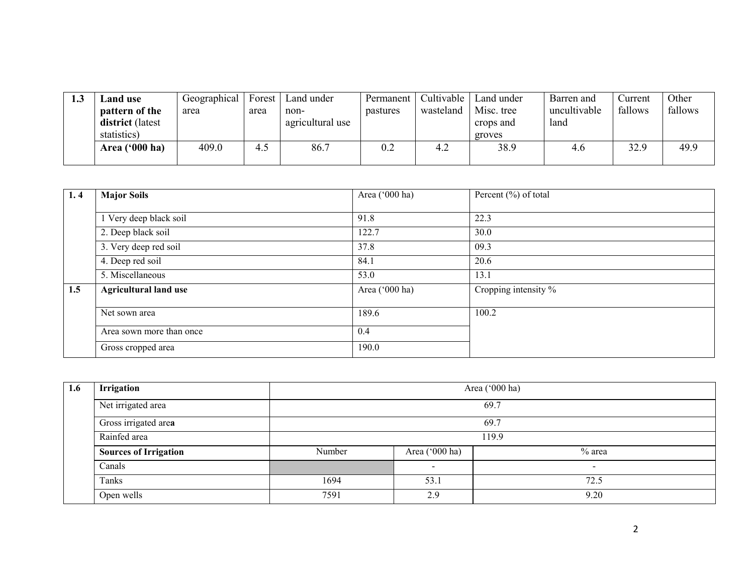| 1.3 | **Land use pattern of the district** (latest statistics) | Geographical area | Forest area | Land under non-agricultural use | Permanent pastures | Cultivable wasteland | Land under Misc. tree crops and groves | Barren and uncultivable land | Current fallows | Other fallows |
|---|---|---|---|---|---|---|---|---|---|---|
| | **Area ('000 ha)** | 409.0 | 4.5 | 86.7 | 0.2 | 4.2 | 38.9 | 4.6 | 32.9 | 49.9 |

| 1. 4 | **Major Soils** | Area ('000 ha) | Percent (%) of total |
|---|---|---|---|
| | 1 Very deep black soil | 91.8 | 22.3 |
| | 2. Deep black soil | 122.7 | 30.0 |
| | 3. Very deep red soil | 37.8 | 09.3 |
| | 4. Deep red soil | 84.1 | 20.6 |
| | 5. Miscellaneous | 53.0 | 13.1 |
| **1.5** | **Agricultural land use** | Area ('000 ha) | Cropping intensity % |
| | Net sown area | 189.6 | 100.2 |
| | Area sown more than once | 0.4 | |
| | Gross cropped area | 190.0 | |

| 1.6 | **Irrigation** | Area ('000 ha) | | |
|---|---|---|---|---|
| | Net irrigated area | 69.7 | | |
| | Gross irrigated area | 69.7 | | |
| | Rainfed area | 119.9 | | |
| | **Sources of Irrigation** | Number | Area ('000 ha) | % area |
| | Canals | | - | - |
| | Tanks | 1694 | 53.1 | 72.5 |
| | Open wells | 7591 | 2.9 | 9.20 |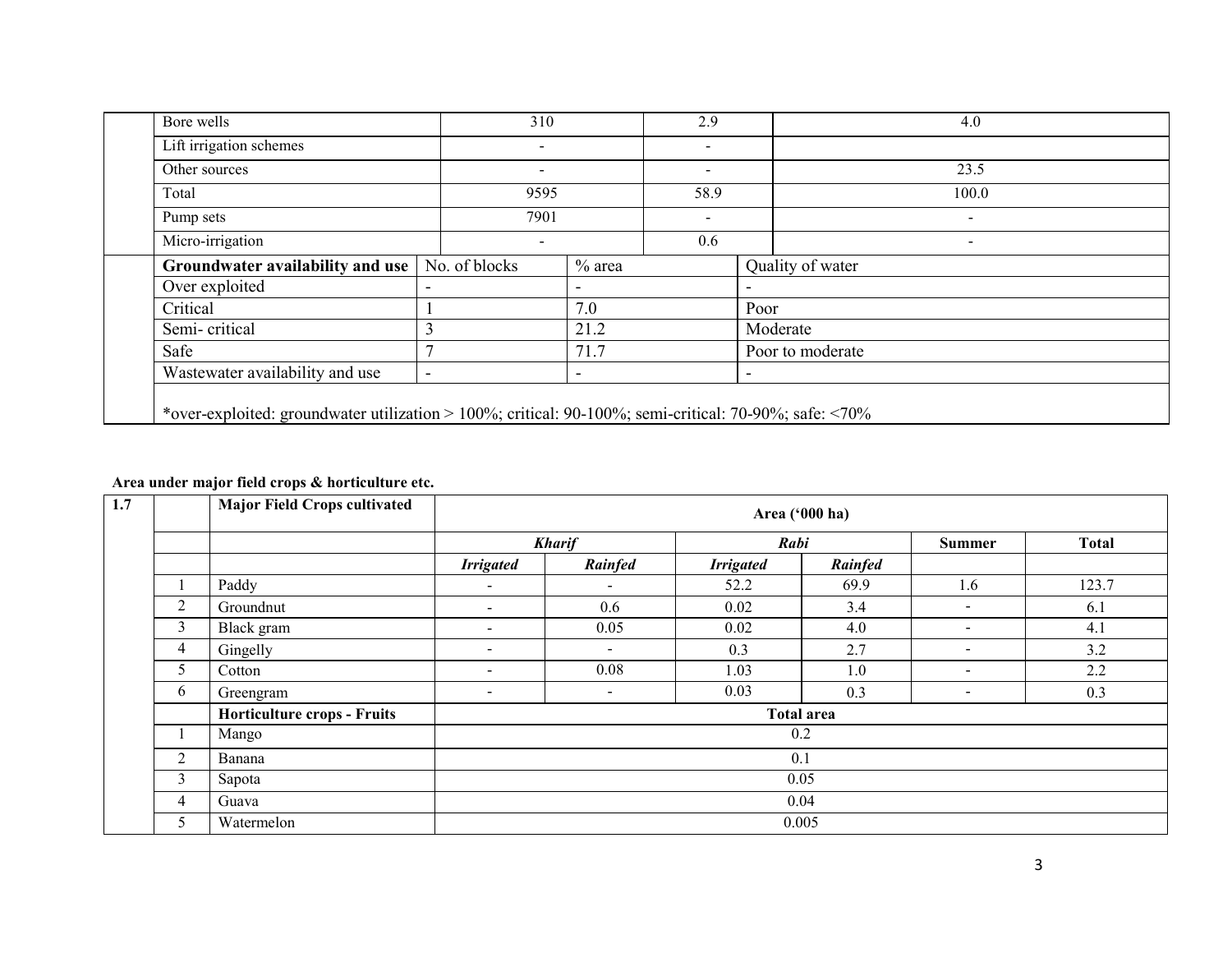| | | | |
|---|---|---|---|
| Bore wells | 310 | 2.9 | 4.0 |
| Lift irrigation schemes | - | - | |
| Other sources | - | - | 23.5 |
| Total | 9595 | 58.9 | 100.0 |
| Pump sets | 7901 | - | - |
| Micro-irrigation | - | 0.6 | - |

| **Groundwater availability and use** | No. of blocks | % area | Quality of water |
|---|---|---|---|
| Over exploited | - | - | - |
| Critical | 1 | 7.0 | Poor |
| Semi- critical | 3 | 21.2 | Moderate |
| Safe | 7 | 71.7 | Poor to moderate |
| Wastewater availability and use | - | - | - |

*over-exploited: groundwater utilization > 100%; critical: 90-100%; semi-critical: 70-90%; safe: <70%

**Area under major field crops & horticulture etc.**

| 1.7 | | **Major Field Crops cultivated** | **Area ('000 ha)** | | | | | |
|---|---|---|---|---|---|---|---|---|
| | | | ***Kharif*** | | ***Rabi*** | | **Summer** | **Total** |
| | | | ***Irrigated*** | ***Rainfed*** | ***Irrigated*** | ***Rainfed*** | | |
| | 1 | Paddy | - | - | 52.2 | 69.9 | 1.6 | 123.7 |
| | 2 | Groundnut | - | 0.6 | 0.02 | 3.4 | - | 6.1 |
| | 3 | Black gram | - | 0.05 | 0.02 | 4.0 | - | 4.1 |
| | 4 | Gingelly | - | - | 0.3 | 2.7 | - | 3.2 |
| | 5 | Cotton | - | 0.08 | 1.03 | 1.0 | - | 2.2 |
| | 6 | Greengram | - | - | 0.03 | 0.3 | - | 0.3 |
| | | **Horticulture crops - Fruits** | **Total area** | | | | | |
| | 1 | Mango | 0.2 | | | | | |
| | 2 | Banana | 0.1 | | | | | |
| | 3 | Sapota | 0.05 | | | | | |
| | 4 | Guava | 0.04 | | | | | |
| | 5 | Watermelon | 0.005 | | | | | |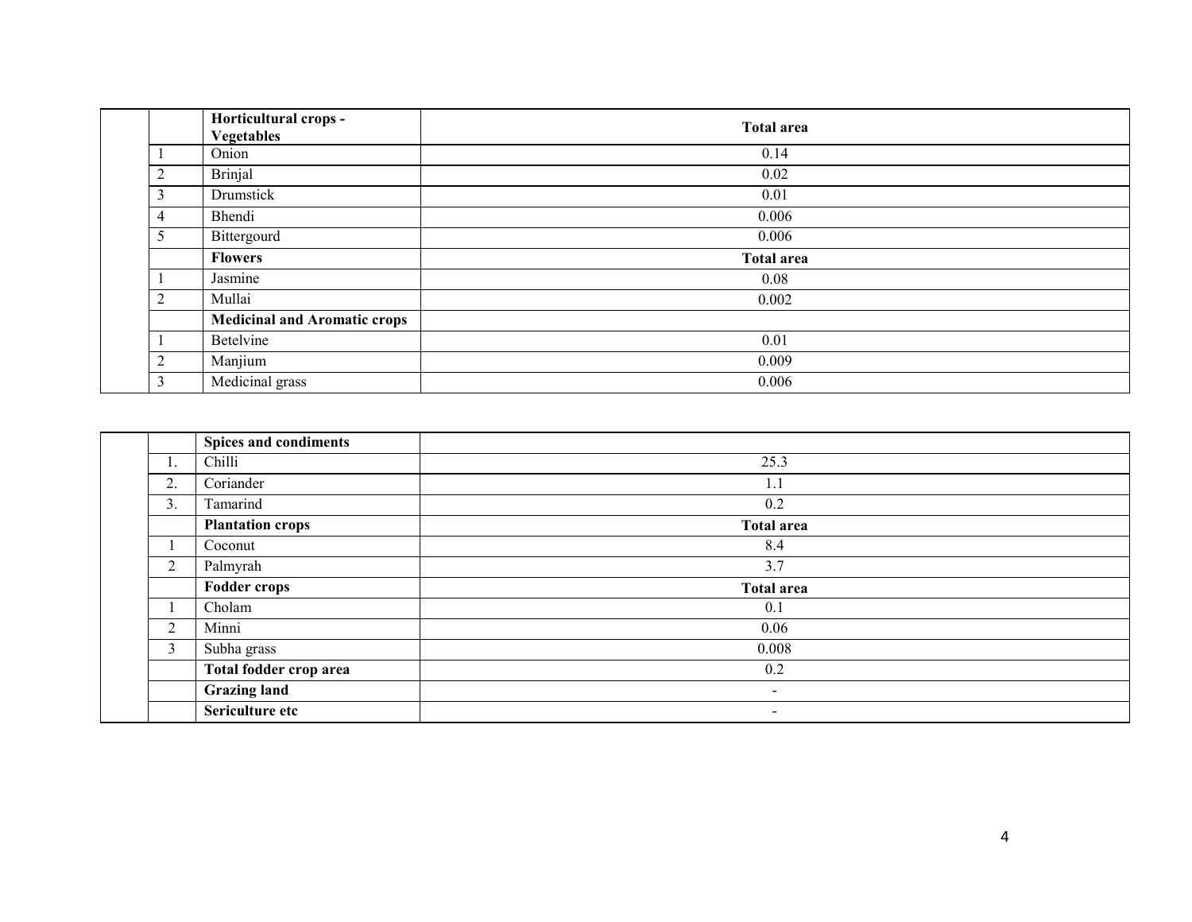| | | Horticultural crops - Vegetables | Total area |
|---|---|---|---|
| | 1 | Onion | 0.14 |
| | 2 | Brinjal | 0.02 |
| | 3 | Drumstick | 0.01 |
| | 4 | Bhendi | 0.006 |
| | 5 | Bittergourd | 0.006 |
| | | **Flowers** | **Total area** |
| | 1 | Jasmine | 0.08 |
| | 2 | Mullai | 0.002 |
| | | **Medicinal and Aromatic crops** | |
| | 1 | Betelvine | 0.01 |
| | 2 | Manjium | 0.009 |
| | 3 | Medicinal grass | 0.006 |

| | | Spices and condiments | |
|---|---|---|---|
| | 1. | Chilli | 25.3 |
| | 2. | Coriander | 1.1 |
| | 3. | Tamarind | 0.2 |
| | | **Plantation crops** | **Total area** |
| | 1 | Coconut | 8.4 |
| | 2 | Palmyrah | 3.7 |
| | | **Fodder crops** | **Total area** |
| | 1 | Cholam | 0.1 |
| | 2 | Minni | 0.06 |
| | 3 | Subha grass | 0.008 |
| | | **Total fodder crop area** | 0.2 |
| | | **Grazing land** | - |
| | | **Sericulture etc** | - |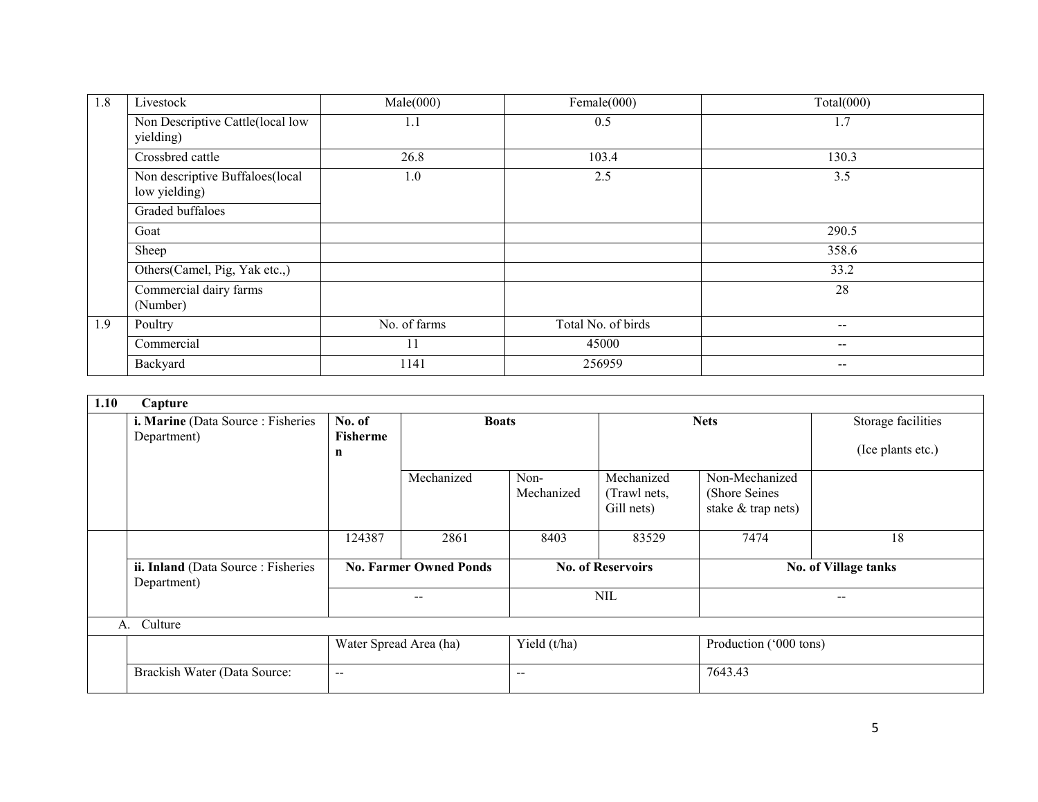| 1.8 | Livestock | Male(000) | Female(000) | Total(000) |
|---|---|---|---|---|
| | Non Descriptive Cattle(local low yielding) | 1.1 | 0.5 | 1.7 |
| | Crossbred cattle | 26.8 | 103.4 | 130.3 |
| | Non descriptive Buffaloes(local low yielding) | 1.0 | 2.5 | 3.5 |
| | Graded buffaloes | | | |
| | Goat | | | 290.5 |
| | Sheep | | | 358.6 |
| | Others(Camel, Pig, Yak etc.,) | | | 33.2 |
| | Commercial dairy farms (Number) | | | 28 |
| 1.9 | Poultry | No. of farms | Total No. of birds | -- |
| | Commercial | 11 | 45000 | -- |
| | Backyard | 1141 | 256959 | -- |

| **1.10** | **Capture** | | | | | | |
|---|---|---|---|---|---|---|---|
| | **i. Marine** (Data Source : Fisheries Department) | **No. of Fishermen** | **Boats** | | **Nets** | | Storage facilities (Ice plants etc.) |
| | | | Mechanized | Non-Mechanized | Mechanized (Trawl nets, Gill nets) | Non-Mechanized (Shore Seines stake & trap nets) | |
| | | 124387 | 2861 | 8403 | 83529 | 7474 | 18 |
| | **ii. Inland** (Data Source : Fisheries Department) | **No. Farmer Owned Ponds** | | **No. of Reservoirs** | | **No. of Village tanks** | |
| | | -- | | NIL | | -- | |
| A. Culture | | | | | | | |
| | | Water Spread Area (ha) | | Yield (t/ha) | | Production ('000 tons) | |
| | Brackish Water (Data Source: | -- | | -- | | 7643.43 | |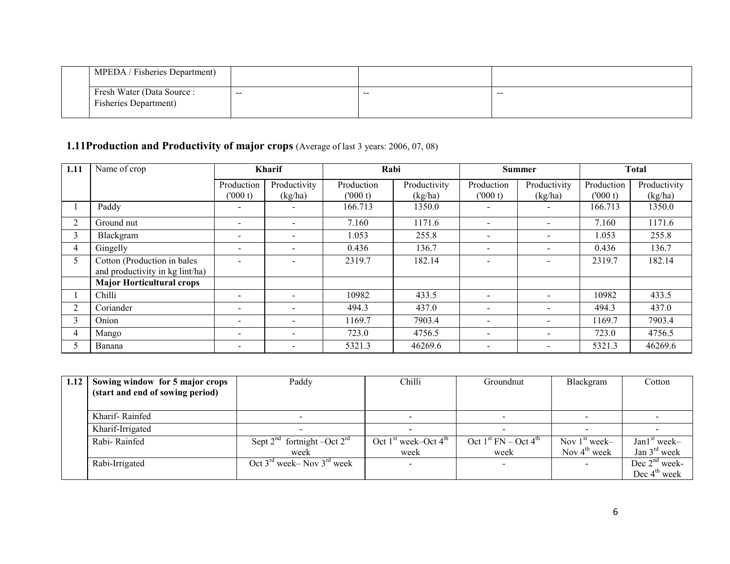|  | MPEDA / Fisheries Department) |  |  |  |
|---|---|---|---|---|
|  | Fresh Water (Data Source : Fisheries Department) | -- | -- | -- |

## 1.11 Production and Productivity of major crops (Average of last 3 years: 2006, 07, 08)

| 1.11 | Name of crop | Kharif | | Rabi | | Summer | | Total | |
|---|---|---|---|---|---|---|---|---|---|
| | | Production ('000 t) | Productivity (kg/ha) | Production ('000 t) | Productivity (kg/ha) | Production ('000 t) | Productivity (kg/ha) | Production ('000 t) | Productivity (kg/ha) |
| 1 | Paddy | - | - | 166.713 | 1350.0 | - | - | 166.713 | 1350.0 |
| 2 | Ground nut | - | - | 7.160 | 1171.6 | - | - | 7.160 | 1171.6 |
| 3 | Blackgram | - | - | 1.053 | 255.8 | - | - | 1.053 | 255.8 |
| 4 | Gingelly | - | - | 0.436 | 136.7 | - | - | 0.436 | 136.7 |
| 5 | Cotton (Production in bales and productivity in kg lint/ha) | - | - | 2319.7 | 182.14 | - | - | 2319.7 | 182.14 |
| | **Major Horticultural crops** | | | | | | | | |
| 1 | Chilli | - | - | 10982 | 433.5 | - | - | 10982 | 433.5 |
| 2 | Coriander | - | - | 494.3 | 437.0 | - | - | 494.3 | 437.0 |
| 3 | Onion | - | - | 1169.7 | 7903.4 | - | - | 1169.7 | 7903.4 |
| 4 | Mango | - | - | 723.0 | 4756.5 | - | - | 723.0 | 4756.5 |
| 5 | Banana | - | - | 5321.3 | 46269.6 | - | - | 5321.3 | 46269.6 |

| 1.12 | **Sowing window for 5 major crops (start and end of sowing period)** | Paddy | Chilli | Groundnut | Blackgram | Cotton |
|---|---|---|---|---|---|---|
| | Kharif- Rainfed | - | - | - | - | - |
| | Kharif-Irrigated | - | - | - | - | - |
| | Rabi- Rainfed | Sept 2nd fortnight –Oct 2rd week | Oct 1st week–Oct 4th week | Oct 1st FN – Oct 4th week | Nov 1st week– Nov 4th week | Jan1st week– Jan 3rd week |
| | Rabi-Irrigated | Oct 3rd week– Nov 3rd week | - | - | - | Dec 2nd week- Dec 4th week |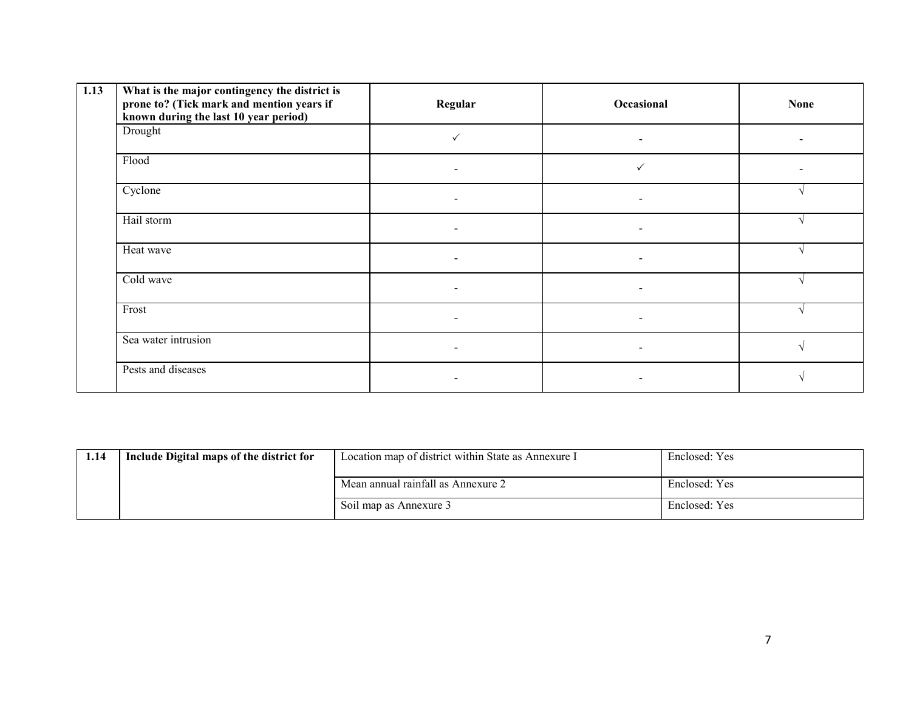| 1.13 | What is the major contingency the district is prone to? (Tick mark and mention years if known during the last 10 year period) | Regular | Occasional | None |
|---|---|---|---|---|
| | Drought | ✓ | - | - |
| | Flood | - | ✓ | - |
| | Cyclone | - | - | √ |
| | Hail storm | - | - | √ |
| | Heat wave | - | - | √ |
| | Cold wave | - | - | √ |
| | Frost | - | - | √ |
| | Sea water intrusion | - | - | √ |
| | Pests and diseases | - | - | √ |

| 1.14 | Include Digital maps of the district for | Location map of district within State as Annexure I | Enclosed: Yes |
|---|---|---|---|
| | | Mean annual rainfall as Annexure 2 | Enclosed: Yes |
| | | Soil map as Annexure 3 | Enclosed: Yes |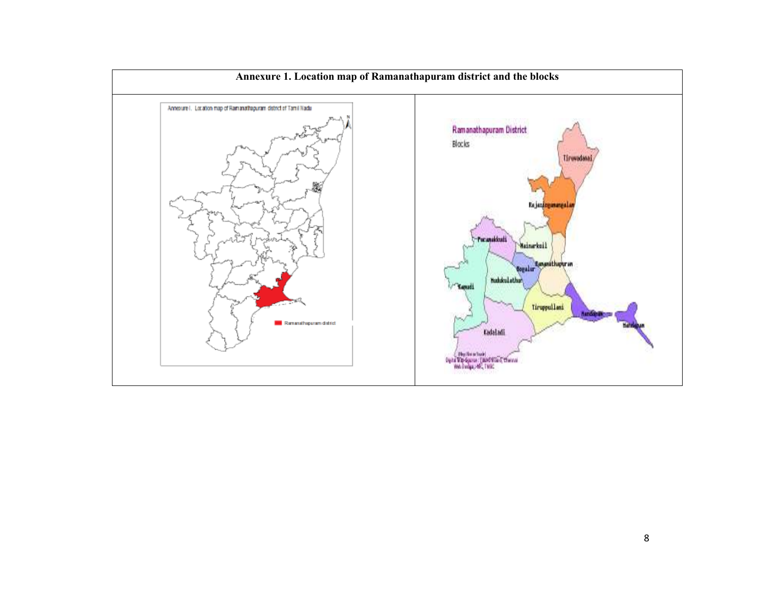| Annexure 1. Location map of Ramanathapuram district and the blocks | |
|---|---|
| Annexure I. Location map of Ramanathapuram district of Tamil Nadu<br><br>Ramanathapuram district | Ramanathapuram District<br>Blocks<br><br>Tiruvadanai<br>Rajasingamangalam<br>Paramakkudi<br>Nainarkoil<br>Ramanathapuram<br>Bogalur<br>Mudukulathur<br>Kamudi<br>Tiruppullani<br>Mandapam<br>Mandapam<br>Kadaladi |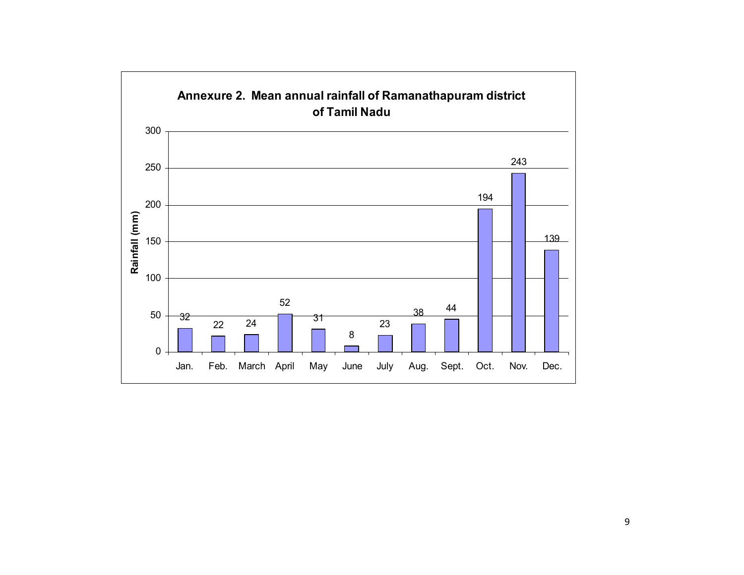**Annexure 2. Mean annual rainfall of Ramanathapuram district of Tamil Nadu**

| Month | Rainfall (mm) |
|---|---|
| Jan. | 32 |
| Feb. | 22 |
| March | 24 |
| April | 52 |
| May | 31 |
| June | 8 |
| July | 23 |
| Aug. | 38 |
| Sept. | 44 |
| Oct. | 194 |
| Nov. | 243 |
| Dec. | 139 |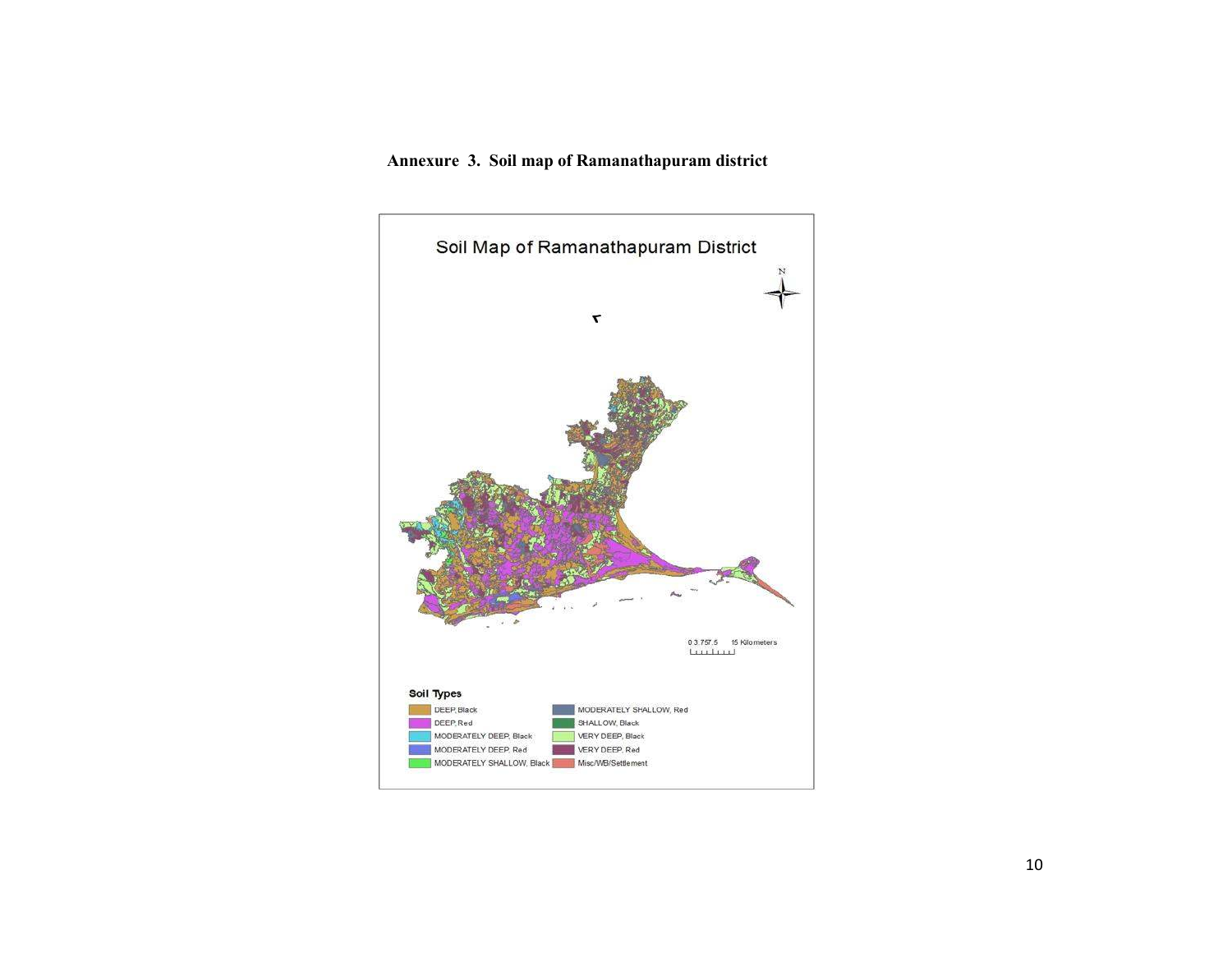**Annexure 3. Soil map of Ramanathapuram district**

Soil Map of Ramanathapuram District

N

0 3.757.5 15 Kilometers

**Soil Types**

| | |
|---|---|
| DEEP, Black | MODERATELY SHALLOW, Red |
| DEEP, Red | SHALLOW, Black |
| MODERATELY DEEP, Black | VERY DEEP, Black |
| MODERATELY DEEP, Red | VERY DEEP, Red |
| MODERATELY SHALLOW, Black | Misc/WB/Settlement |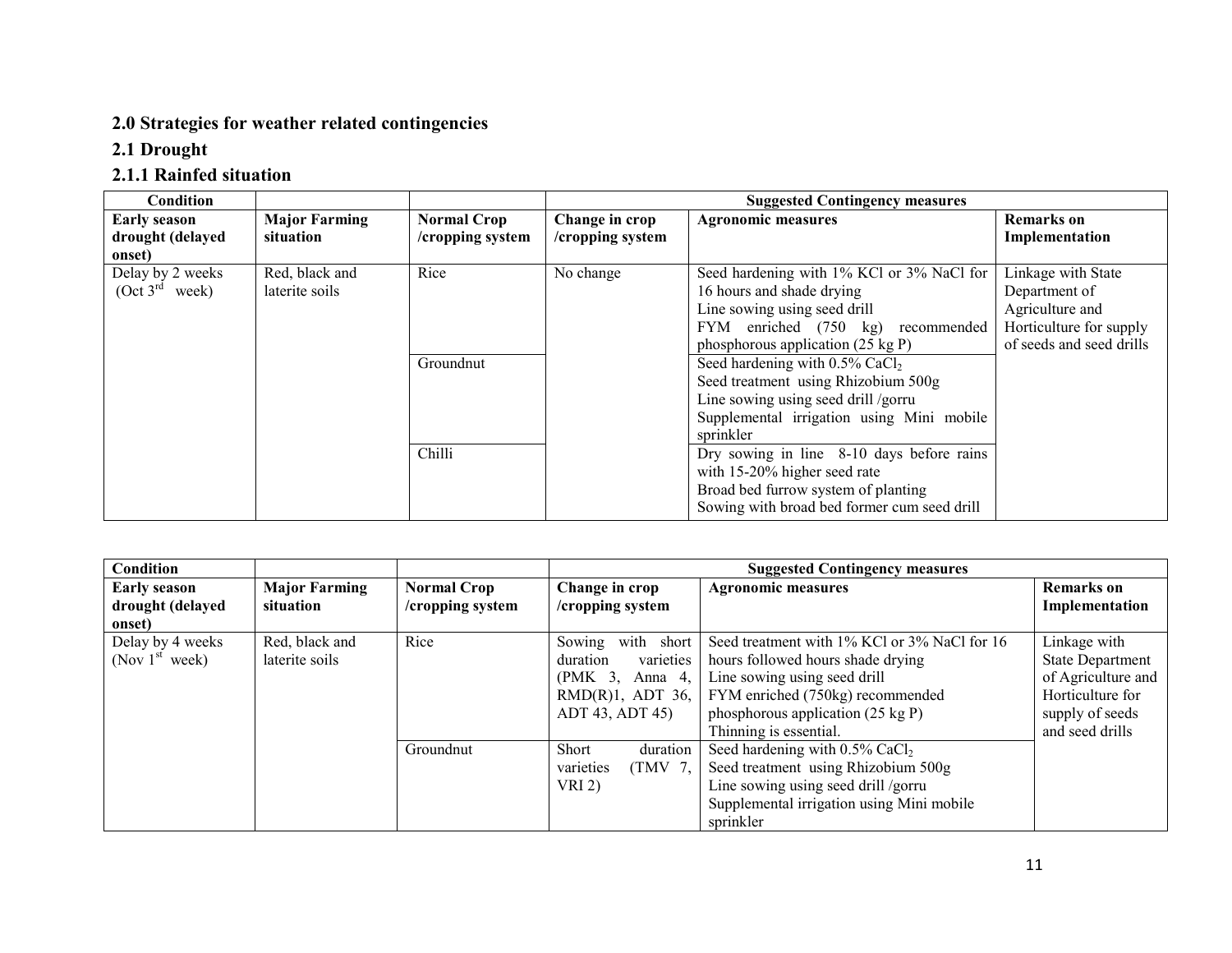## 2.0 Strategies for weather related contingencies

### 2.1 Drought

#### 2.1.1 Rainfed situation

| Condition | | | Suggested Contingency measures | | |
|---|---|---|---|---|---|
| **Early season drought (delayed onset)** | **Major Farming situation** | **Normal Crop /cropping system** | **Change in crop /cropping system** | **Agronomic measures** | **Remarks on Implementation** |
| Delay by 2 weeks (Oct 3rd week) | Red, black and laterite soils | Rice | No change | Seed hardening with 1% KCl or 3% NaCl for 16 hours and shade drying<br>Line sowing using seed drill<br>FYM enriched (750 kg) recommended phosphorous application (25 kg P) | Linkage with State Department of Agriculture and Horticulture for supply of seeds and seed drills |
| | | Groundnut | | Seed hardening with 0.5% $CaCl_2$<br>Seed treatment using Rhizobium 500g<br>Line sowing using seed drill /gorru<br>Supplemental irrigation using Mini mobile sprinkler | |
| | | Chilli | | Dry sowing in line 8-10 days before rains with 15-20% higher seed rate<br>Broad bed furrow system of planting<br>Sowing with broad bed former cum seed drill | |

| Condition | | | Suggested Contingency measures | | |
|---|---|---|---|---|---|
| **Early season drought (delayed onset)** | **Major Farming situation** | **Normal Crop /cropping system** | **Change in crop /cropping system** | **Agronomic measures** | **Remarks on Implementation** |
| Delay by 4 weeks (Nov 1st week) | Red, black and laterite soils | Rice | Sowing with short duration varieties (PMK 3, Anna 4, RMD(R)1, ADT 36, ADT 43, ADT 45) | Seed treatment with 1% KCl or 3% NaCl for 16 hours followed hours shade drying<br>Line sowing using seed drill<br>FYM enriched (750kg) recommended phosphorous application (25 kg P)<br>Thinning is essential. | Linkage with State Department of Agriculture and Horticulture for supply of seeds and seed drills |
| | | Groundnut | Short duration varieties (TMV 7, VRI 2) | Seed hardening with 0.5% $CaCl_2$<br>Seed treatment using Rhizobium 500g<br>Line sowing using seed drill /gorru<br>Supplemental irrigation using Mini mobile sprinkler | |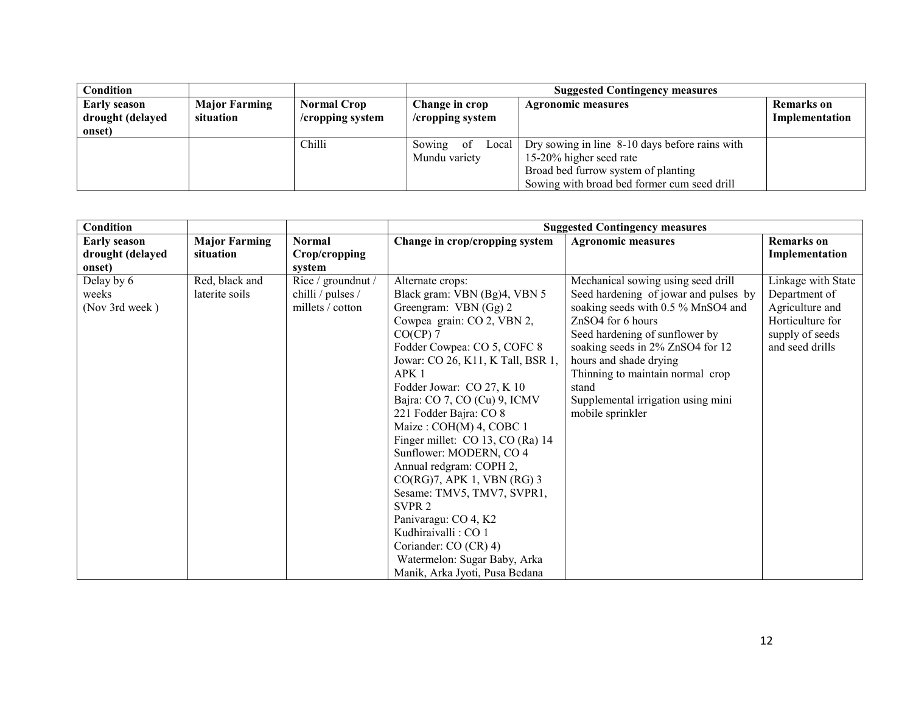| Condition | | | Suggested Contingency measures | | |
|---|---|---|---|---|---|
| Early season drought (delayed onset) | Major Farming situation | Normal Crop /cropping system | Change in crop /cropping system | Agronomic measures | Remarks on Implementation |
| | | Chilli | Sowing of Local Mundu variety | Dry sowing in line 8-10 days before rains with 15-20% higher seed rate<br>Broad bed furrow system of planting<br>Sowing with broad bed former cum seed drill | |

| Condition | | | Suggested Contingency measures | | |
|---|---|---|---|---|---|
| Early season drought (delayed onset) | Major Farming situation | Normal Crop/cropping system | Change in crop/cropping system | Agronomic measures | Remarks on Implementation |
| Delay by 6 weeks (Nov 3rd week ) | Red, black and laterite soils | Rice / groundnut / chilli / pulses / millets / cotton | Alternate crops:<br>Black gram: VBN (Bg)4, VBN 5<br>Greengram: VBN (Gg) 2<br>Cowpea grain: CO 2, VBN 2, CO(CP) 7<br>Fodder Cowpea: CO 5, COFC 8<br>Jowar: CO 26, K11, K Tall, BSR 1, APK 1<br>Fodder Jowar: CO 27, K 10<br>Bajra: CO 7, CO (Cu) 9, ICMV 221 Fodder Bajra: CO 8<br>Maize : COH(M) 4, COBC 1<br>Finger millet: CO 13, CO (Ra) 14<br>Sunflower: MODERN, CO 4<br>Annual redgram: COPH 2, CO(RG)7, APK 1, VBN (RG) 3<br>Sesame: TMV5, TMV7, SVPR1, SVPR 2<br>Panivaragu: CO 4, K2<br>Kudhiraivalli : CO 1<br>Coriander: CO (CR) 4)<br>Watermelon: Sugar Baby, Arka Manik, Arka Jyoti, Pusa Bedana | Mechanical sowing using seed drill<br>Seed hardening of jowar and pulses by soaking seeds with 0.5 % $MnSO_4$ and $ZnSO_4$ for 6 hours<br>Seed hardening of sunflower by soaking seeds in 2% $ZnSO_4$ for 12 hours and shade drying<br>Thinning to maintain normal crop stand<br>Supplemental irrigation using mini mobile sprinkler | Linkage with State Department of Agriculture and Horticulture for supply of seeds and seed drills |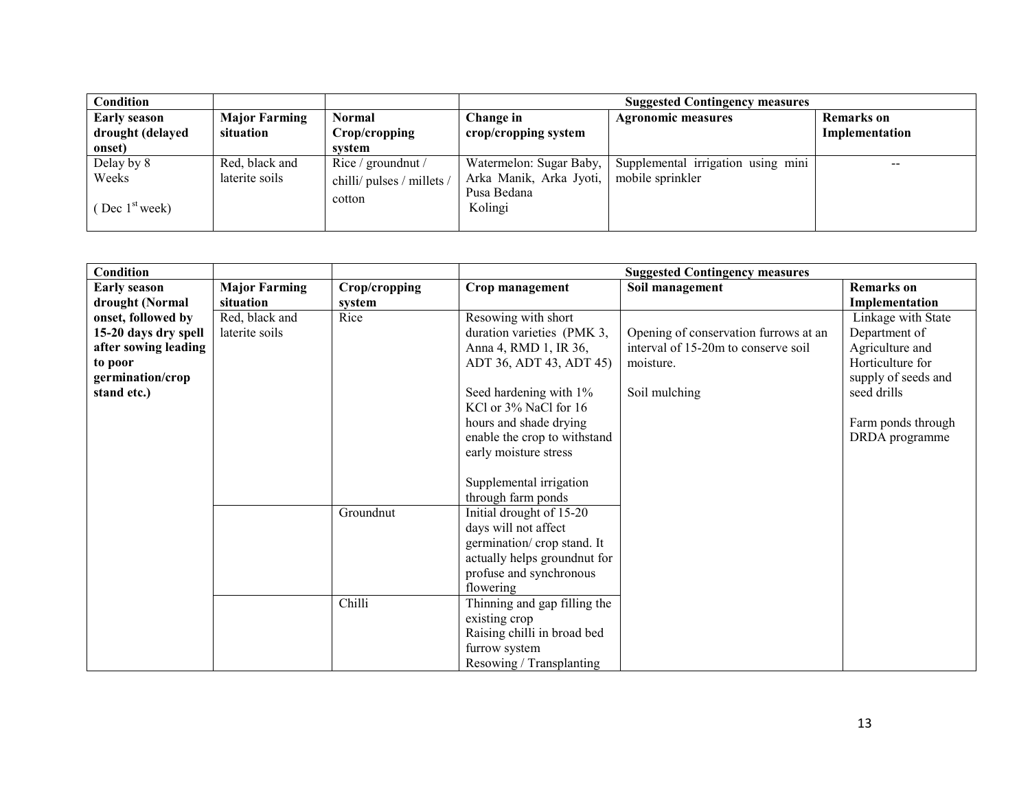| Condition | | | Suggested Contingency measures | | |
|---|---|---|---|---|---|
| **Early season drought (delayed onset)** | **Major Farming situation** | **Normal Crop/cropping system** | **Change in crop/cropping system** | **Agronomic measures** | **Remarks on Implementation** |
| Delay by 8 Weeks ( Dec 1st week) | Red, black and laterite soils | Rice / groundnut / chilli/ pulses / millets / cotton | Watermelon: Sugar Baby, Arka Manik, Arka Jyoti, Pusa Bedana Kolingi | Supplemental irrigation using mini mobile sprinkler | -- |

| Condition | | | Suggested Contingency measures | | |
|---|---|---|---|---|---|
| **Early season drought (Normal onset, followed by 15-20 days dry spell after sowing leading to poor germination/crop stand etc.)** | **Major Farming situation** | **Crop/cropping system** | **Crop management** | **Soil management** | **Remarks on Implementation** |
| | Red, black and laterite soils | Rice | Resowing with short duration varieties (PMK 3, Anna 4, RMD 1, IR 36, ADT 36, ADT 43, ADT 45)<br><br>Seed hardening with 1% KCl or 3% NaCl for 16 hours and shade drying enable the crop to withstand early moisture stress<br><br>Supplemental irrigation through farm ponds | Opening of conservation furrows at an interval of 15-20m to conserve soil moisture.<br><br>Soil mulching | Linkage with State Department of Agriculture and Horticulture for supply of seeds and seed drills<br><br>Farm ponds through DRDA programme |
| | | Groundnut | Initial drought of 15-20 days will not affect germination/ crop stand. It actually helps groundnut for profuse and synchronous flowering | | |
| | | Chilli | Thinning and gap filling the existing crop<br>Raising chilli in broad bed furrow system<br>Resowing / Transplanting | | |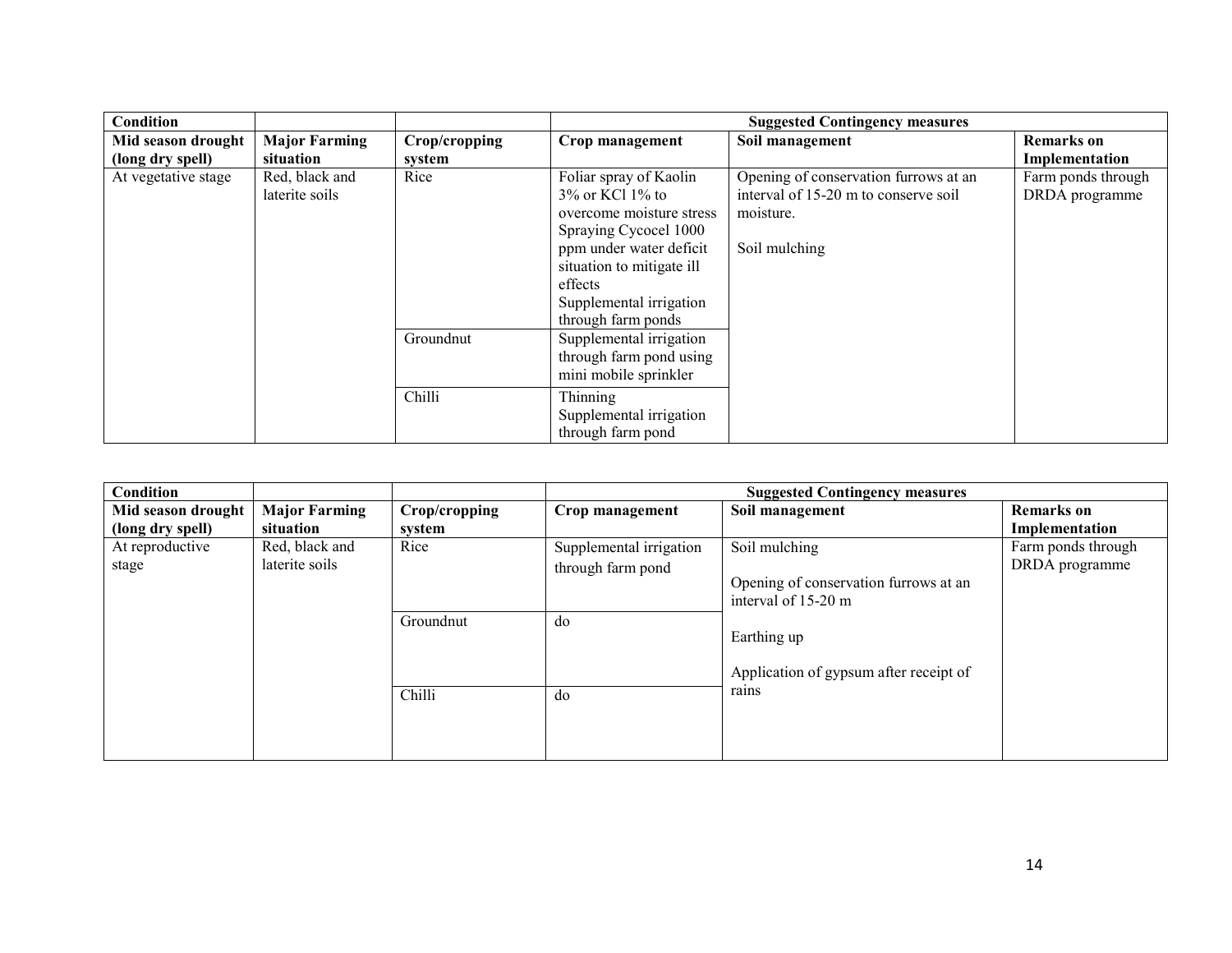| Condition | | | Suggested Contingency measures | | |
|---|---|---|---|---|---|
| **Mid season drought (long dry spell)** | **Major Farming situation** | **Crop/cropping system** | **Crop management** | **Soil management** | **Remarks on Implementation** |
| At vegetative stage | Red, black and laterite soils | Rice | Foliar spray of Kaolin 3% or KCl 1% to overcome moisture stress<br>Spraying Cycocel 1000 ppm under water deficit situation to mitigate ill effects<br>Supplemental irrigation through farm ponds | Opening of conservation furrows at an interval of 15-20 m to conserve soil moisture.<br><br>Soil mulching | Farm ponds through DRDA programme |
| | | Groundnut | Supplemental irrigation through farm pond using mini mobile sprinkler | | |
| | | Chilli | Thinning<br>Supplemental irrigation through farm pond | | |

| Condition | | | Suggested Contingency measures | | |
|---|---|---|---|---|---|
| **Mid season drought (long dry spell)** | **Major Farming situation** | **Crop/cropping system** | **Crop management** | **Soil management** | **Remarks on Implementation** |
| At reproductive stage | Red, black and laterite soils | Rice | Supplemental irrigation through farm pond | Soil mulching<br><br>Opening of conservation furrows at an interval of 15-20 m<br><br>Earthing up<br><br>Application of gypsum after receipt of rains | Farm ponds through DRDA programme |
| | | Groundnut | do | | |
| | | Chilli | do | | |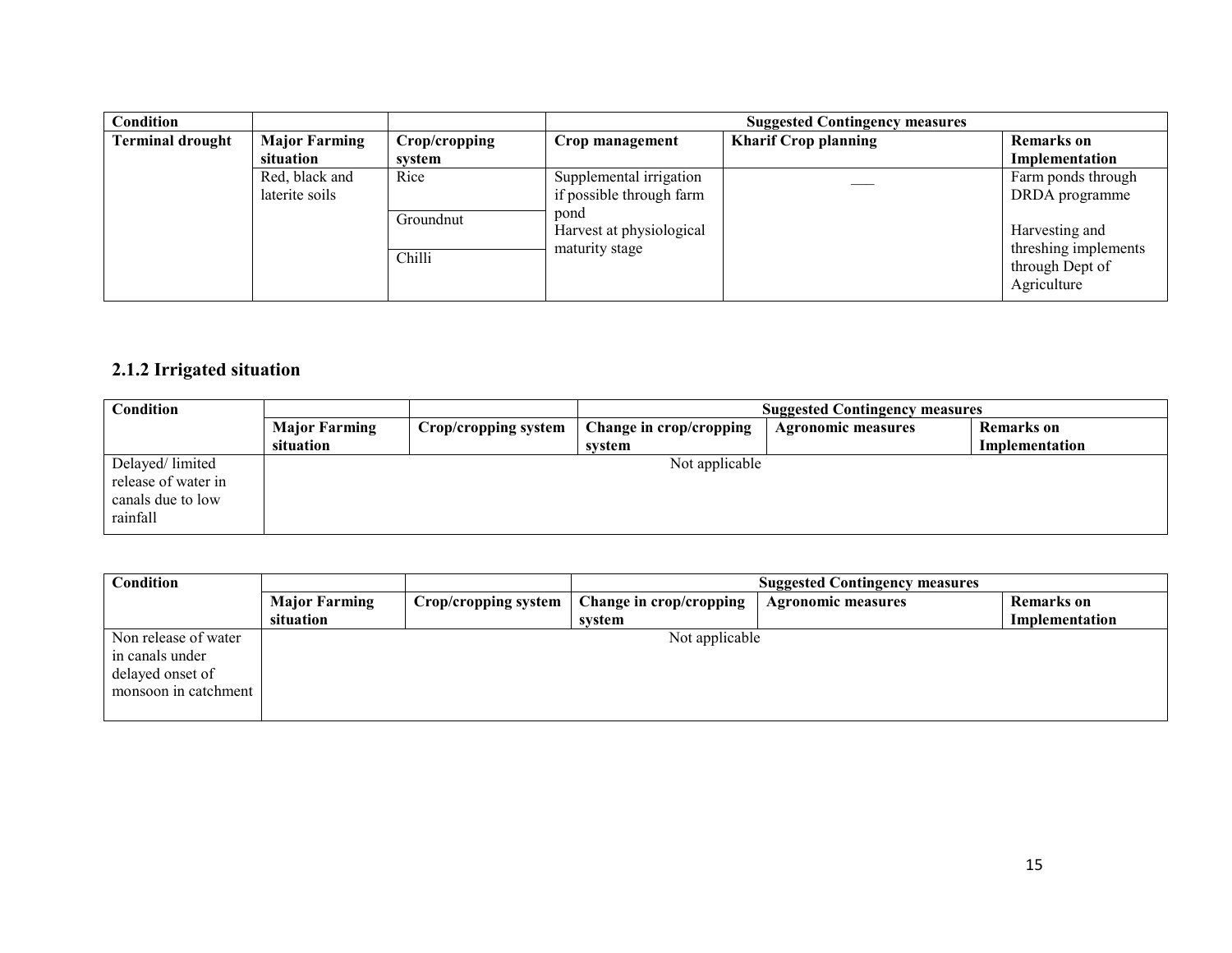| Condition | | | Suggested Contingency measures | | |
|---|---|---|---|---|---|
| Terminal drought | Major Farming situation | Crop/cropping system | Crop management | Kharif Crop planning | Remarks on Implementation |
| | Red, black and laterite soils | Rice | Supplemental irrigation if possible through farm pond<br>Harvest at physiological maturity stage | --- | Farm ponds through DRDA programme<br><br>Harvesting and threshing implements through Dept of Agriculture |
| | | Groundnut | | | |
| | | Chilli | | | |

## 2.1.2 Irrigated situation

| Condition | | | Suggested Contingency measures | | |
|---|---|---|---|---|---|
| | Major Farming situation | Crop/cropping system | Change in crop/cropping system | Agronomic measures | Remarks on Implementation |
| Delayed/ limited release of water in canals due to low rainfall | Not applicable | | | | |

| Condition | | | Suggested Contingency measures | | |
|---|---|---|---|---|---|
| | Major Farming situation | Crop/cropping system | Change in crop/cropping system | Agronomic measures | Remarks on Implementation |
| Non release of water in canals under delayed onset of monsoon in catchment | Not applicable | | | | |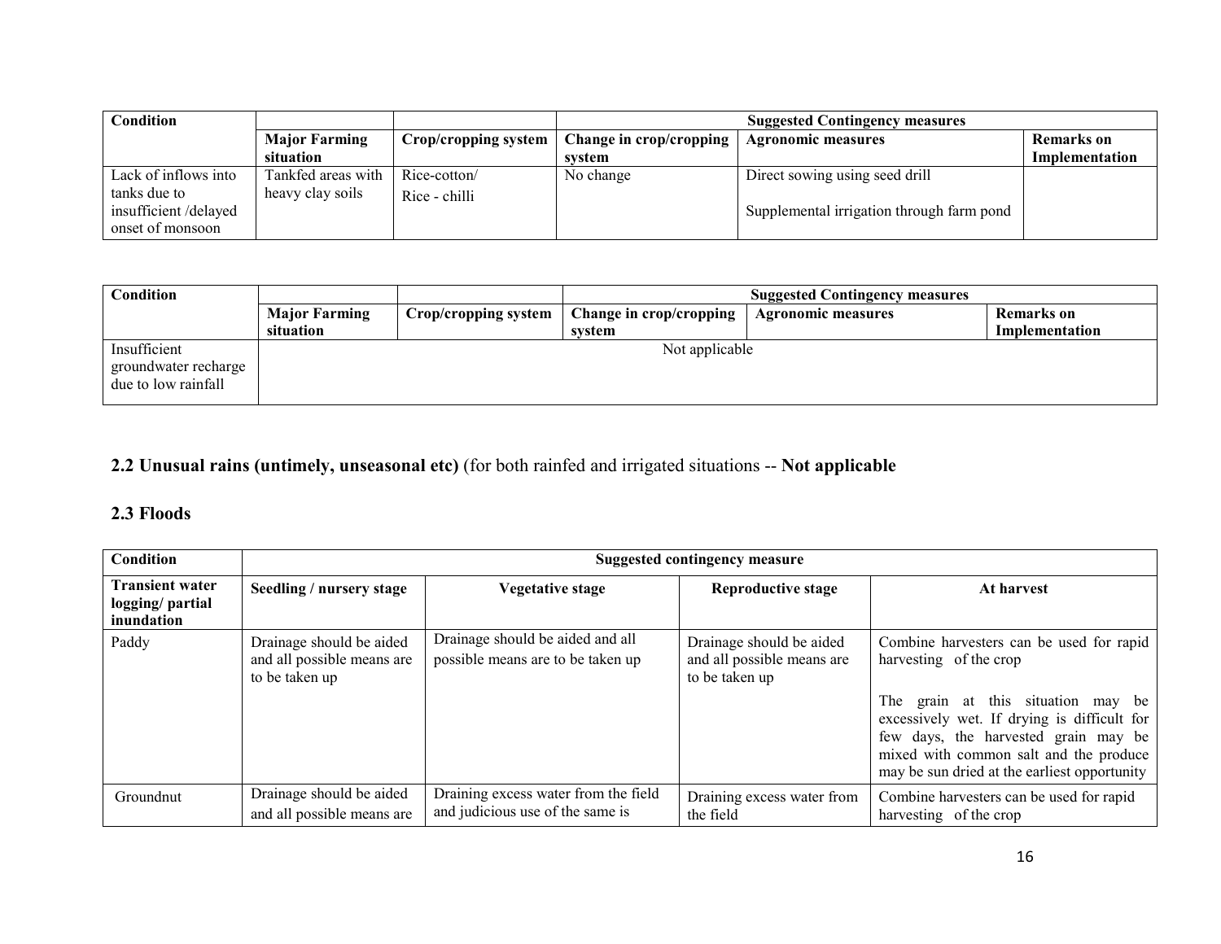| Condition | | | Suggested Contingency measures | | |
|---|---|---|---|---|---|
| | Major Farming situation | Crop/cropping system | Change in crop/cropping system | Agronomic measures | Remarks on Implementation |
| Lack of inflows into tanks due to insufficient /delayed onset of monsoon | Tankfed areas with heavy clay soils | Rice-cotton/ Rice - chilli | No change | Direct sowing using seed drill<br><br>Supplemental irrigation through farm pond | |

| Condition | | | Suggested Contingency measures | | |
|---|---|---|---|---|---|
| | Major Farming situation | Crop/cropping system | Change in crop/cropping system | Agronomic measures | Remarks on Implementation |
| Insufficient groundwater recharge due to low rainfall | Not applicable | | | | |

## 2.2 Unusual rains (untimely, unseasonal etc) (for both rainfed and irrigated situations -- Not applicable

## 2.3 Floods

| Condition | Suggested contingency measure | | | |
|---|---|---|---|---|
| **Transient water logging/ partial inundation** | **Seedling / nursery stage** | **Vegetative stage** | **Reproductive stage** | **At harvest** |
| Paddy | Drainage should be aided and all possible means are to be taken up | Drainage should be aided and all possible means are to be taken up | Drainage should be aided and all possible means are to be taken up | Combine harvesters can be used for rapid harvesting of the crop<br><br>The grain at this situation may be excessively wet. If drying is difficult for few days, the harvested grain may be mixed with common salt and the produce may be sun dried at the earliest opportunity |
| Groundnut | Drainage should be aided and all possible means are | Draining excess water from the field and judicious use of the same is | Draining excess water from the field | Combine harvesters can be used for rapid harvesting of the crop |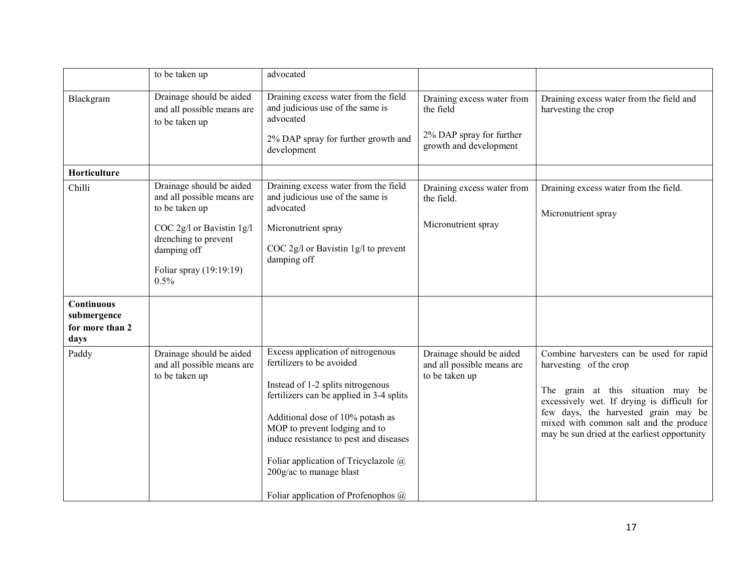| | | | | |
|---|---|---|---|---|
| | to be taken up | advocated | | |
| Blackgram | Drainage should be aided and all possible means are to be taken up | Draining excess water from the field and judicious use of the same is advocated<br><br>2% DAP spray for further growth and development | Draining excess water from the field<br><br>2% DAP spray for further growth and development | Draining excess water from the field and harvesting the crop |
| **Horticulture** | | | | |
| Chilli | Drainage should be aided and all possible means are to be taken up<br><br>COC 2g/l or Bavistin 1g/l drenching to prevent damping off<br><br>Foliar spray (19:19:19) 0.5% | Draining excess water from the field and judicious use of the same is advocated<br><br>Micronutrient spray<br><br>COC 2g/l or Bavistin 1g/l to prevent damping off | Draining excess water from the field.<br><br>Micronutrient spray | Draining excess water from the field.<br><br>Micronutrient spray |
| **Continuous submergence for more than 2 days** | | | | |
| Paddy | Drainage should be aided and all possible means are to be taken up | Excess application of nitrogenous fertilizers to be avoided<br><br>Instead of 1-2 splits nitrogenous fertilizers can be applied in 3-4 splits<br><br>Additional dose of 10% potash as MOP to prevent lodging and to induce resistance to pest and diseases<br><br>Foliar application of Tricyclazole @ 200g/ac to manage blast<br><br>Foliar application of Profenophos @ | Drainage should be aided and all possible means are to be taken up | Combine harvesters can be used for rapid harvesting of the crop<br><br>The grain at this situation may be excessively wet. If drying is difficult for few days, the harvested grain may be mixed with common salt and the produce may be sun dried at the earliest opportunity |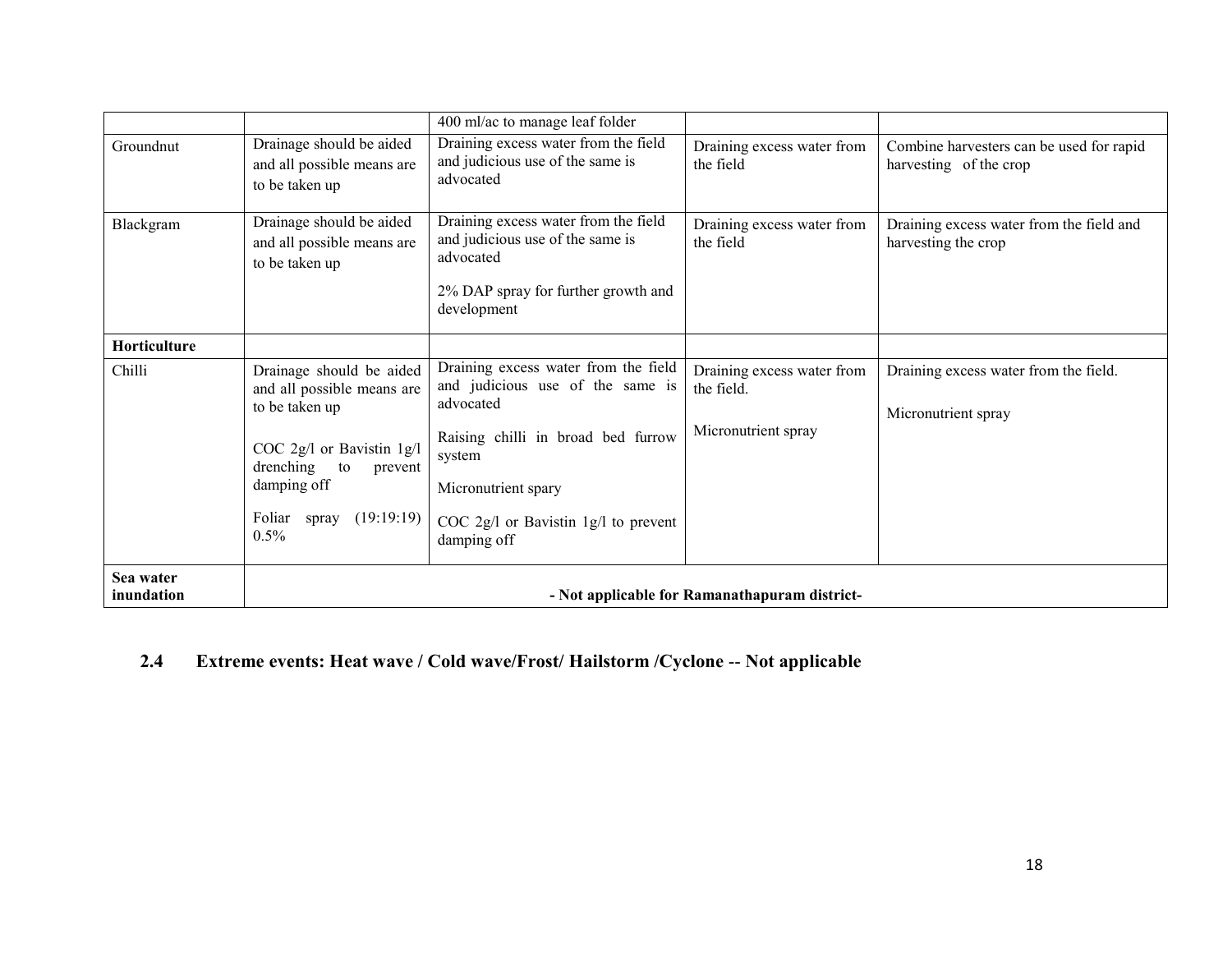| | | | | |
|---|---|---|---|---|
| | | 400 ml/ac to manage leaf folder | | |
| Groundnut | Drainage should be aided and all possible means are to be taken up | Draining excess water from the field and judicious use of the same is advocated | Draining excess water from the field | Combine harvesters can be used for rapid harvesting of the crop |
| Blackgram | Drainage should be aided and all possible means are to be taken up | Draining excess water from the field and judicious use of the same is advocated<br><br>2% DAP spray for further growth and development | Draining excess water from the field | Draining excess water from the field and harvesting the crop |
| **Horticulture** | | | | |
| Chilli | Drainage should be aided and all possible means are to be taken up<br><br>COC 2g/l or Bavistin 1g/l drenching to prevent damping off<br><br>Foliar spray (19:19:19) 0.5% | Draining excess water from the field and judicious use of the same is advocated<br><br>Raising chilli in broad bed furrow system<br><br>Micronutrient spary<br><br>COC 2g/l or Bavistin 1g/l to prevent damping off | Draining excess water from the field.<br><br>Micronutrient spray | Draining excess water from the field.<br><br>Micronutrient spray |
| **Sea water inundation** | **- Not applicable for Ramanathapuram district-** | | | |

## 2.4 Extreme events: Heat wave / Cold wave/Frost/ Hailstorm /Cyclone -- Not applicable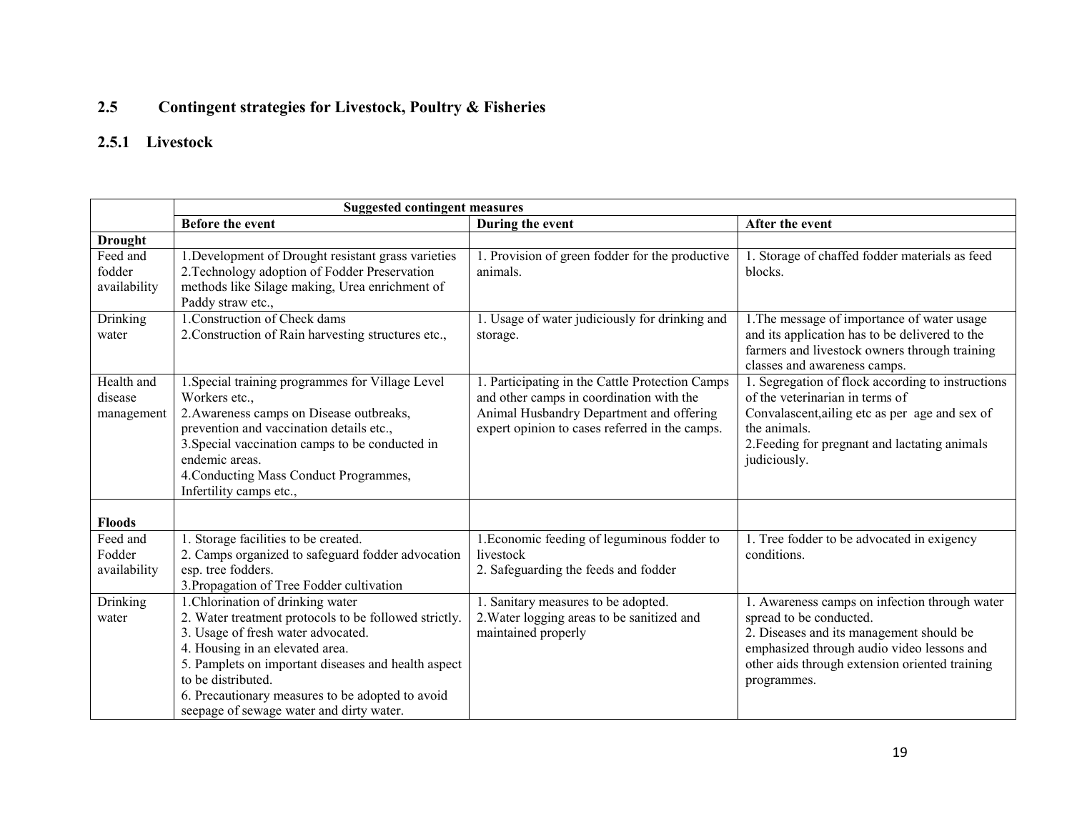## 2.5 Contingent strategies for Livestock, Poultry & Fisheries

### 2.5.1 Livestock

| | Suggested contingent measures | | |
|---|---|---|---|
| | **Before the event** | **During the event** | **After the event** |
| **Drought** | | | |
| Feed and fodder availability | 1.Development of Drought resistant grass varieties<br>2.Technology adoption of Fodder Preservation methods like Silage making, Urea enrichment of Paddy straw etc., | 1. Provision of green fodder for the productive animals. | 1. Storage of chaffed fodder materials as feed blocks. |
| Drinking water | 1.Construction of Check dams<br>2.Construction of Rain harvesting structures etc., | 1. Usage of water judiciously for drinking and storage. | 1.The message of importance of water usage and its application has to be delivered to the farmers and livestock owners through training classes and awareness camps. |
| Health and disease management | 1.Special training programmes for Village Level Workers etc.,<br>2.Awareness camps on Disease outbreaks, prevention and vaccination details etc.,<br>3.Special vaccination camps to be conducted in endemic areas.<br>4.Conducting Mass Conduct Programmes, Infertility camps etc., | 1. Participating in the Cattle Protection Camps and other camps in coordination with the Animal Husbandry Department and offering expert opinion to cases referred in the camps. | 1. Segregation of flock according to instructions of the veterinarian in terms of Convalascent,ailing etc as per age and sex of the animals.<br>2.Feeding for pregnant and lactating animals judiciously. |
| **Floods** | | | |
| Feed and Fodder availability | 1. Storage facilities to be created.<br>2. Camps organized to safeguard fodder advocation esp. tree fodders.<br>3.Propagation of Tree Fodder cultivation | 1.Economic feeding of leguminous fodder to livestock<br>2. Safeguarding the feeds and fodder | 1. Tree fodder to be advocated in exigency conditions. |
| Drinking water | 1.Chlorination of drinking water<br>2. Water treatment protocols to be followed strictly.<br>3. Usage of fresh water advocated.<br>4. Housing in an elevated area.<br>5. Pamplets on important diseases and health aspect to be distributed.<br>6. Precautionary measures to be adopted to avoid seepage of sewage water and dirty water. | 1. Sanitary measures to be adopted.<br>2.Water logging areas to be sanitized and maintained properly | 1. Awareness camps on infection through water spread to be conducted.<br>2. Diseases and its management should be emphasized through audio video lessons and other aids through extension oriented training programmes. |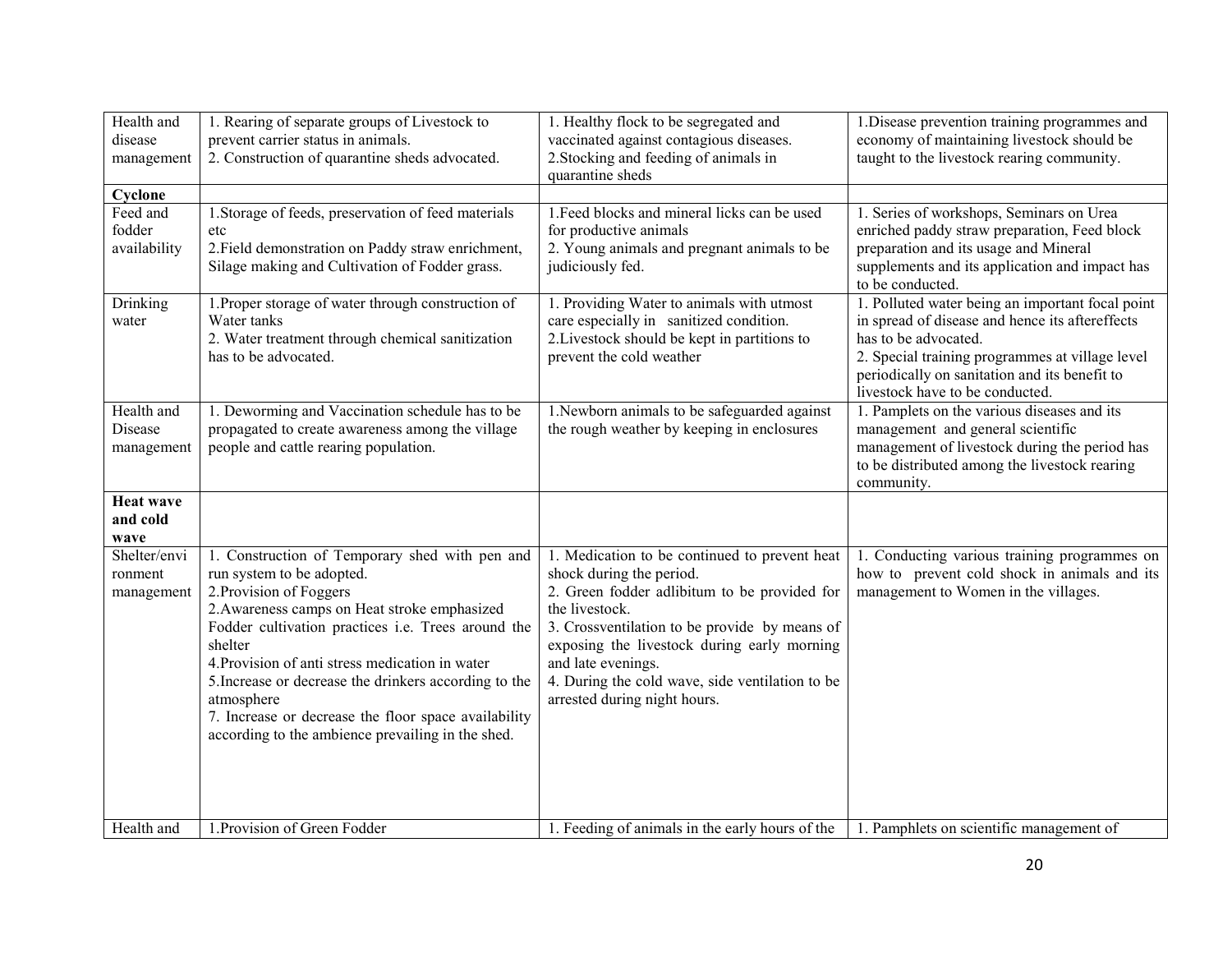| Health and disease management | 1. Rearing of separate groups of Livestock to prevent carrier status in animals.<br>2. Construction of quarantine sheds advocated. | 1. Healthy flock to be segregated and vaccinated against contagious diseases.<br>2.Stocking and feeding of animals in quarantine sheds | 1.Disease prevention training programmes and economy of maintaining livestock should be taught to the livestock rearing community. |
|---|---|---|---|
| **Cyclone** | | | |
| Feed and fodder availability | 1.Storage of feeds, preservation of feed materials etc<br>2.Field demonstration on Paddy straw enrichment, Silage making and Cultivation of Fodder grass. | 1.Feed blocks and mineral licks can be used for productive animals<br>2. Young animals and pregnant animals to be judiciously fed. | 1. Series of workshops, Seminars on Urea enriched paddy straw preparation, Feed block preparation and its usage and Mineral supplements and its application and impact has to be conducted. |
| Drinking water | 1.Proper storage of water through construction of Water tanks<br>2. Water treatment through chemical sanitization has to be advocated. | 1. Providing Water to animals with utmost care especially in sanitized condition.<br>2.Livestock should be kept in partitions to prevent the cold weather | 1. Polluted water being an important focal point in spread of disease and hence its aftereffects has to be advocated.<br>2. Special training programmes at village level periodically on sanitation and its benefit to livestock have to be conducted. |
| Health and Disease management | 1. Deworming and Vaccination schedule has to be propagated to create awareness among the village people and cattle rearing population. | 1.Newborn animals to be safeguarded against the rough weather by keeping in enclosures | 1. Pamplets on the various diseases and its management and general scientific management of livestock during the period has to be distributed among the livestock rearing community. |
| **Heat wave and cold wave** | | | |
| Shelter/environment management | 1. Construction of Temporary shed with pen and run system to be adopted.<br>2.Provision of Foggers<br>2.Awareness camps on Heat stroke emphasized Fodder cultivation practices i.e. Trees around the shelter<br>4.Provision of anti stress medication in water<br>5.Increase or decrease the drinkers according to the atmosphere<br>7. Increase or decrease the floor space availability according to the ambience prevailing in the shed. | 1. Medication to be continued to prevent heat shock during the period.<br>2. Green fodder adlibitum to be provided for the livestock.<br>3. Crossventilation to be provide by means of exposing the livestock during early morning and late evenings.<br>4. During the cold wave, side ventilation to be arrested during night hours. | 1. Conducting various training programmes on how to prevent cold shock in animals and its management to Women in the villages. |
| Health and | 1.Provision of Green Fodder | 1. Feeding of animals in the early hours of the | 1. Pamphlets on scientific management of |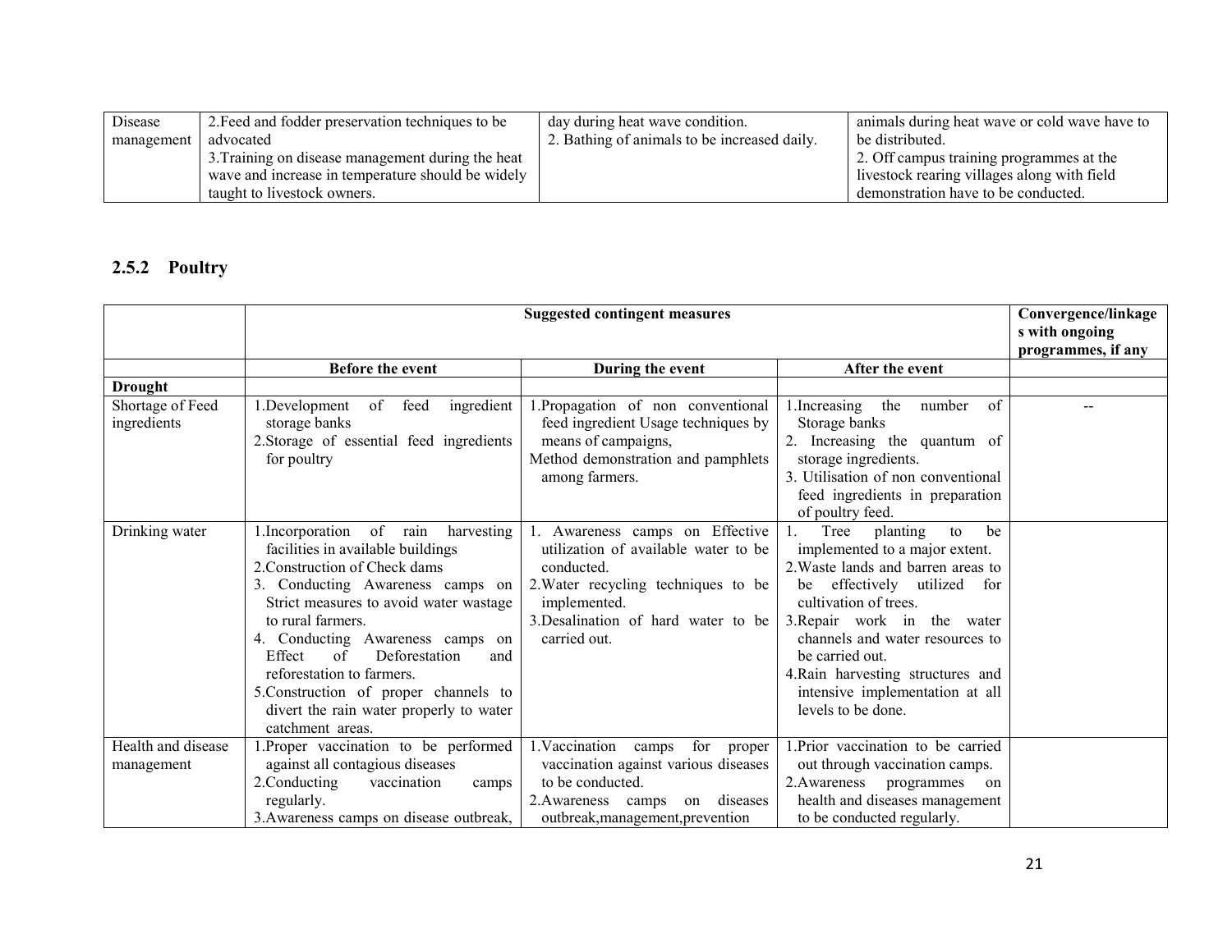| Disease management | 2.Feed and fodder preservation techniques to be advocated<br>3.Training on disease management during the heat wave and increase in temperature should be widely taught to livestock owners. | day during heat wave condition.<br>2. Bathing of animals to be increased daily. | animals during heat wave or cold wave have to be distributed.<br>2. Off campus training programmes at the livestock rearing villages along with field demonstration have to be conducted. |
|---|---|---|---|

### 2.5.2 Poultry

| | Suggested contingent measures | | | Convergence/linkages with ongoing programmes, if any |
|---|---|---|---|---|
| | **Before the event** | **During the event** | **After the event** | |
| **Drought** | | | | |
| Shortage of Feed ingredients | 1.Development of feed ingredient storage banks<br>2.Storage of essential feed ingredients for poultry | 1.Propagation of non conventional feed ingredient Usage techniques by means of campaigns,<br>Method demonstration and pamphlets among farmers. | 1.Increasing the number of Storage banks<br>2. Increasing the quantum of storage ingredients.<br>3. Utilisation of non conventional feed ingredients in preparation of poultry feed. | -- |
| Drinking water | 1.Incorporation of rain harvesting facilities in available buildings<br>2.Construction of Check dams<br>3. Conducting Awareness camps on Strict measures to avoid water wastage to rural farmers.<br>4. Conducting Awareness camps on Effect of Deforestation and reforestation to farmers.<br>5.Construction of proper channels to divert the rain water properly to water catchment areas. | 1. Awareness camps on Effective utilization of available water to be conducted.<br>2.Water recycling techniques to be implemented.<br>3.Desalination of hard water to be carried out. | 1. Tree planting to be implemented to a major extent.<br>2.Waste lands and barren areas to be effectively utilized for cultivation of trees.<br>3.Repair work in the water channels and water resources to be carried out.<br>4.Rain harvesting structures and intensive implementation at all levels to be done. | |
| Health and disease management | 1.Proper vaccination to be performed against all contagious diseases<br>2.Conducting vaccination camps regularly.<br>3.Awareness camps on disease outbreak, | 1.Vaccination camps for proper vaccination against various diseases to be conducted.<br>2.Awareness camps on diseases outbreak,management,prevention | 1.Prior vaccination to be carried out through vaccination camps.<br>2.Awareness programmes on health and diseases management to be conducted regularly. | |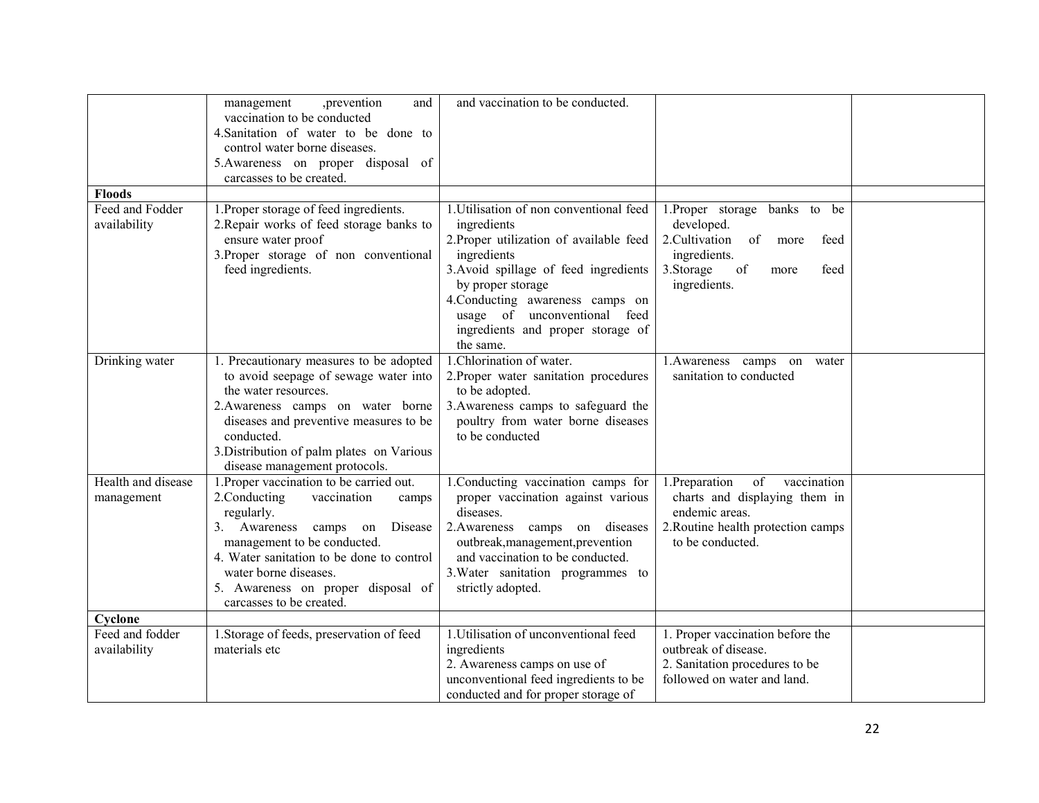| | | | | |
|---|---|---|---|---|
| | management ,prevention and vaccination to be conducted<br>4.Sanitation of water to be done to control water borne diseases.<br>5.Awareness on proper disposal of carcasses to be created. | and vaccination to be conducted. | | |
| **Floods** | | | | |
| Feed and Fodder availability | 1.Proper storage of feed ingredients.<br>2.Repair works of feed storage banks to ensure water proof<br>3.Proper storage of non conventional feed ingredients. | 1.Utilisation of non conventional feed ingredients<br>2.Proper utilization of available feed ingredients<br>3.Avoid spillage of feed ingredients by proper storage<br>4.Conducting awareness camps on usage of unconventional feed ingredients and proper storage of the same. | 1.Proper storage banks to be developed.<br>2.Cultivation of more feed ingredients.<br>3.Storage of more feed ingredients. | |
| Drinking water | 1. Precautionary measures to be adopted to avoid seepage of sewage water into the water resources.<br>2.Awareness camps on water borne diseases and preventive measures to be conducted.<br>3.Distribution of palm plates on Various disease management protocols. | 1.Chlorination of water.<br>2.Proper water sanitation procedures to be adopted.<br>3.Awareness camps to safeguard the poultry from water borne diseases to be conducted | 1.Awareness camps on water sanitation to conducted | |
| Health and disease management | 1.Proper vaccination to be carried out.<br>2.Conducting vaccination camps regularly.<br>3. Awareness camps on Disease management to be conducted.<br>4. Water sanitation to be done to control water borne diseases.<br>5. Awareness on proper disposal of carcasses to be created. | 1.Conducting vaccination camps for proper vaccination against various diseases.<br>2.Awareness camps on diseases outbreak,management,prevention and vaccination to be conducted.<br>3.Water sanitation programmes to strictly adopted. | 1.Preparation of vaccination charts and displaying them in endemic areas.<br>2.Routine health protection camps to be conducted. | |
| **Cyclone** | | | | |
| Feed and fodder availability | 1.Storage of feeds, preservation of feed materials etc | 1.Utilisation of unconventional feed ingredients<br>2. Awareness camps on use of unconventional feed ingredients to be conducted and for proper storage of | 1. Proper vaccination before the outbreak of disease.<br>2. Sanitation procedures to be followed on water and land. | |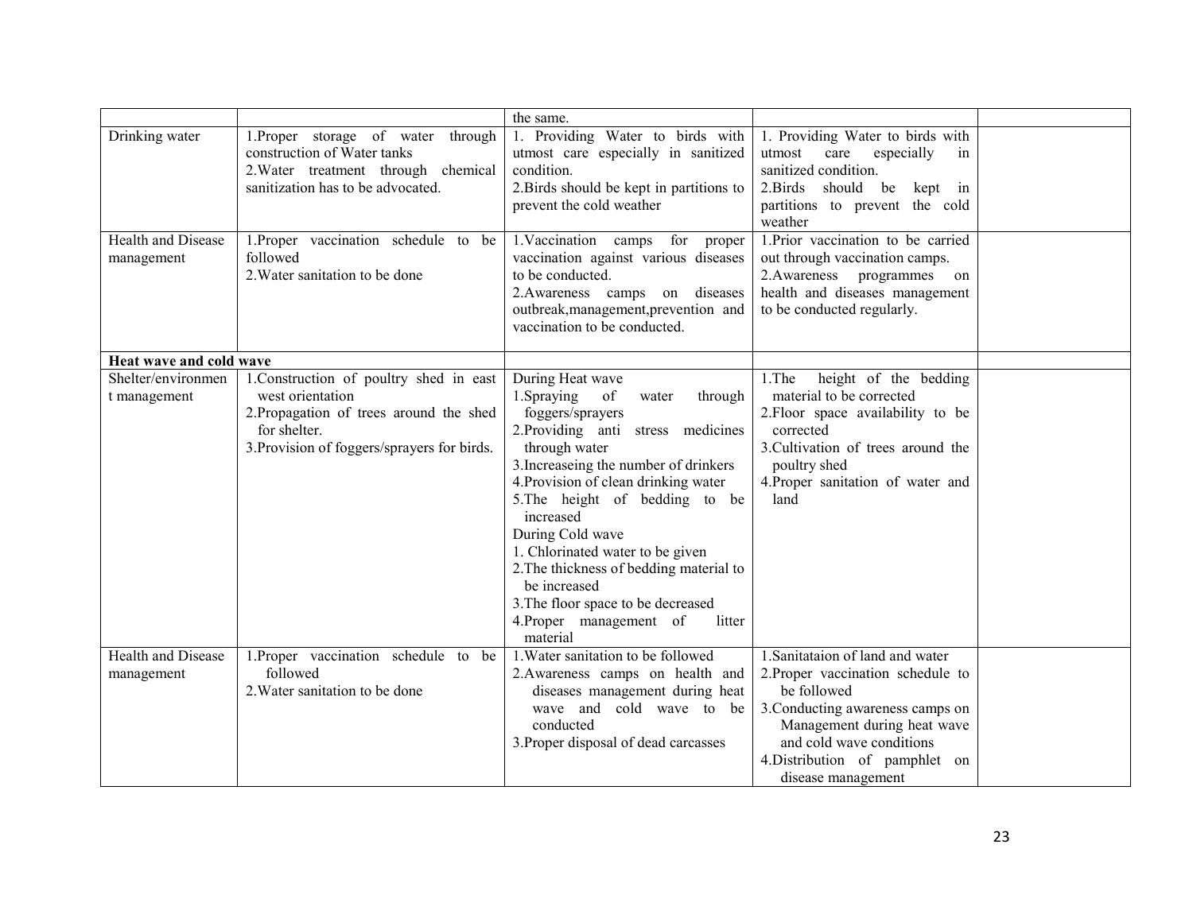| | | the same. | | |
|---|---|---|---|---|
| Drinking water | 1.Proper storage of water through construction of Water tanks<br>2.Water treatment through chemical sanitization has to be advocated. | 1. Providing Water to birds with utmost care especially in sanitized condition.<br>2.Birds should be kept in partitions to prevent the cold weather | 1. Providing Water to birds with utmost care especially in sanitized condition.<br>2.Birds should be kept in partitions to prevent the cold weather | |
| Health and Disease management | 1.Proper vaccination schedule to be followed<br>2.Water sanitation to be done | 1.Vaccination camps for proper vaccination against various diseases to be conducted.<br>2.Awareness camps on diseases outbreak,management,prevention and vaccination to be conducted. | 1.Prior vaccination to be carried out through vaccination camps.<br>2.Awareness programmes on health and diseases management to be conducted regularly. | |
| **Heat wave and cold wave** | | | | |
| Shelter/environment management | 1.Construction of poultry shed in east west orientation<br>2.Propagation of trees around the shed for shelter.<br>3.Provision of foggers/sprayers for birds. | During Heat wave<br>1.Spraying of water through foggers/sprayers<br>2.Providing anti stress medicines through water<br>3.Increaseing the number of drinkers<br>4.Provision of clean drinking water<br>5.The height of bedding to be increased<br>During Cold wave<br>1. Chlorinated water to be given<br>2.The thickness of bedding material to be increased<br>3.The floor space to be decreased<br>4.Proper management of litter material | 1.The height of the bedding material to be corrected<br>2.Floor space availability to be corrected<br>3.Cultivation of trees around the poultry shed<br>4.Proper sanitation of water and land | |
| Health and Disease management | 1.Proper vaccination schedule to be followed<br>2.Water sanitation to be done | 1.Water sanitation to be followed<br>2.Awareness camps on health and diseases management during heat wave and cold wave to be conducted<br>3.Proper disposal of dead carcasses | 1.Sanitataion of land and water<br>2.Proper vaccination schedule to be followed<br>3.Conducting awareness camps on Management during heat wave and cold wave conditions<br>4.Distribution of pamphlet on disease management | |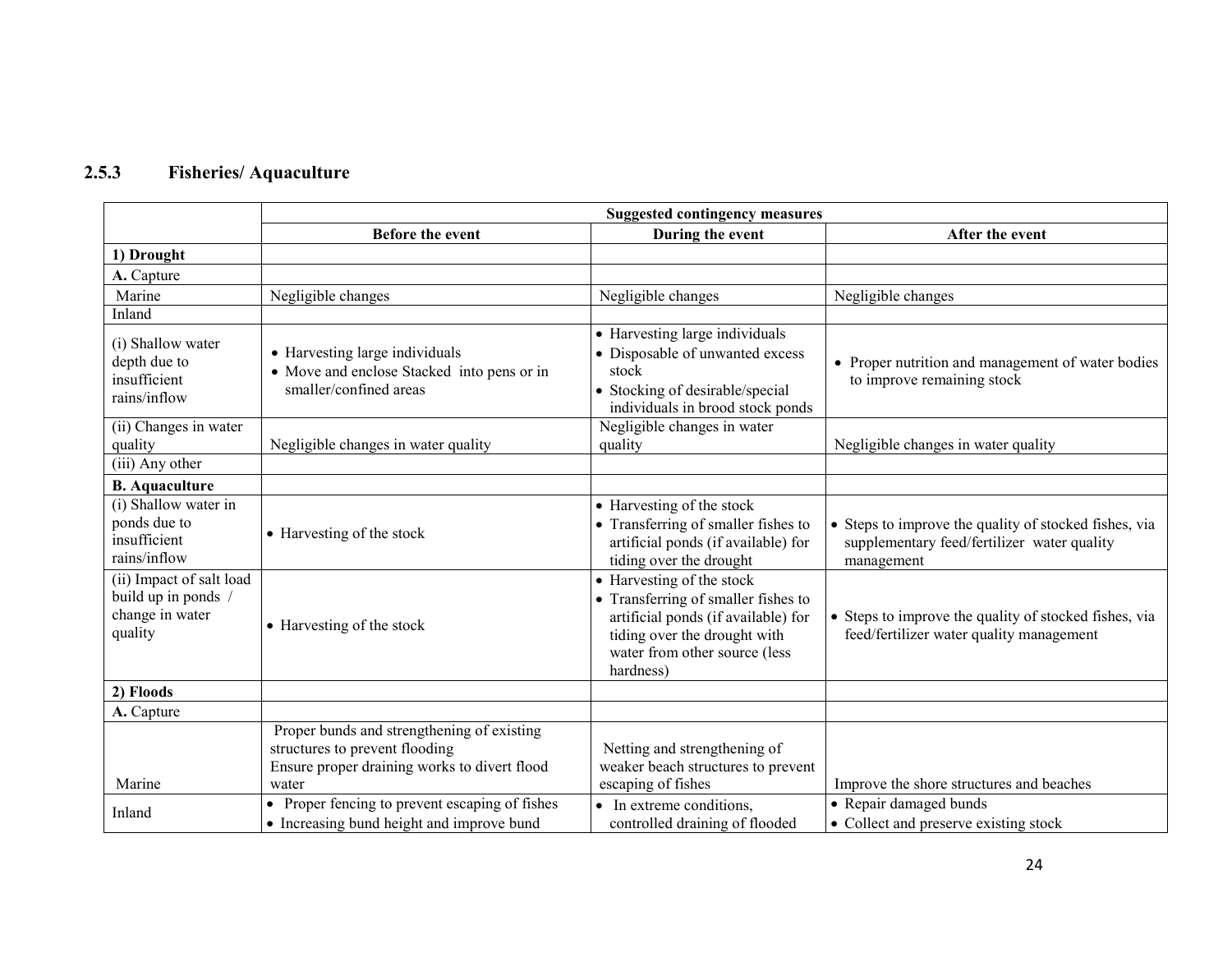### 2.5.3 Fisheries/ Aquaculture

| | Suggested contingency measures | | |
|---|---|---|---|
| | **Before the event** | **During the event** | **After the event** |
| **1) Drought** | | | |
| **A.** Capture | | | |
| Marine | Negligible changes | Negligible changes | Negligible changes |
| Inland | | | |
| (i) Shallow water depth due to insufficient rains/inflow | • Harvesting large individuals<br>• Move and enclose Stacked into pens or in smaller/confined areas | • Harvesting large individuals<br>• Disposable of unwanted excess stock<br>• Stocking of desirable/special individuals in brood stock ponds | • Proper nutrition and management of water bodies to improve remaining stock |
| (ii) Changes in water quality | Negligible changes in water quality | Negligible changes in water quality | Negligible changes in water quality |
| (iii) Any other | | | |
| **B. Aquaculture** | | | |
| (i) Shallow water in ponds due to insufficient rains/inflow | • Harvesting of the stock | • Harvesting of the stock<br>• Transferring of smaller fishes to artificial ponds (if available) for tiding over the drought | • Steps to improve the quality of stocked fishes, via supplementary feed/fertilizer water quality management |
| (ii) Impact of salt load build up in ponds / change in water quality | • Harvesting of the stock | • Harvesting of the stock<br>• Transferring of smaller fishes to artificial ponds (if available) for tiding over the drought with water from other source (less hardness) | • Steps to improve the quality of stocked fishes, via feed/fertilizer water quality management |
| **2) Floods** | | | |
| **A.** Capture | | | |
| Marine | Proper bunds and strengthening of existing structures to prevent flooding<br>Ensure proper draining works to divert flood water | Netting and strengthening of weaker beach structures to prevent escaping of fishes | Improve the shore structures and beaches |
| Inland | • Proper fencing to prevent escaping of fishes<br>• Increasing bund height and improve bund | • In extreme conditions, controlled draining of flooded | • Repair damaged bunds<br>• Collect and preserve existing stock |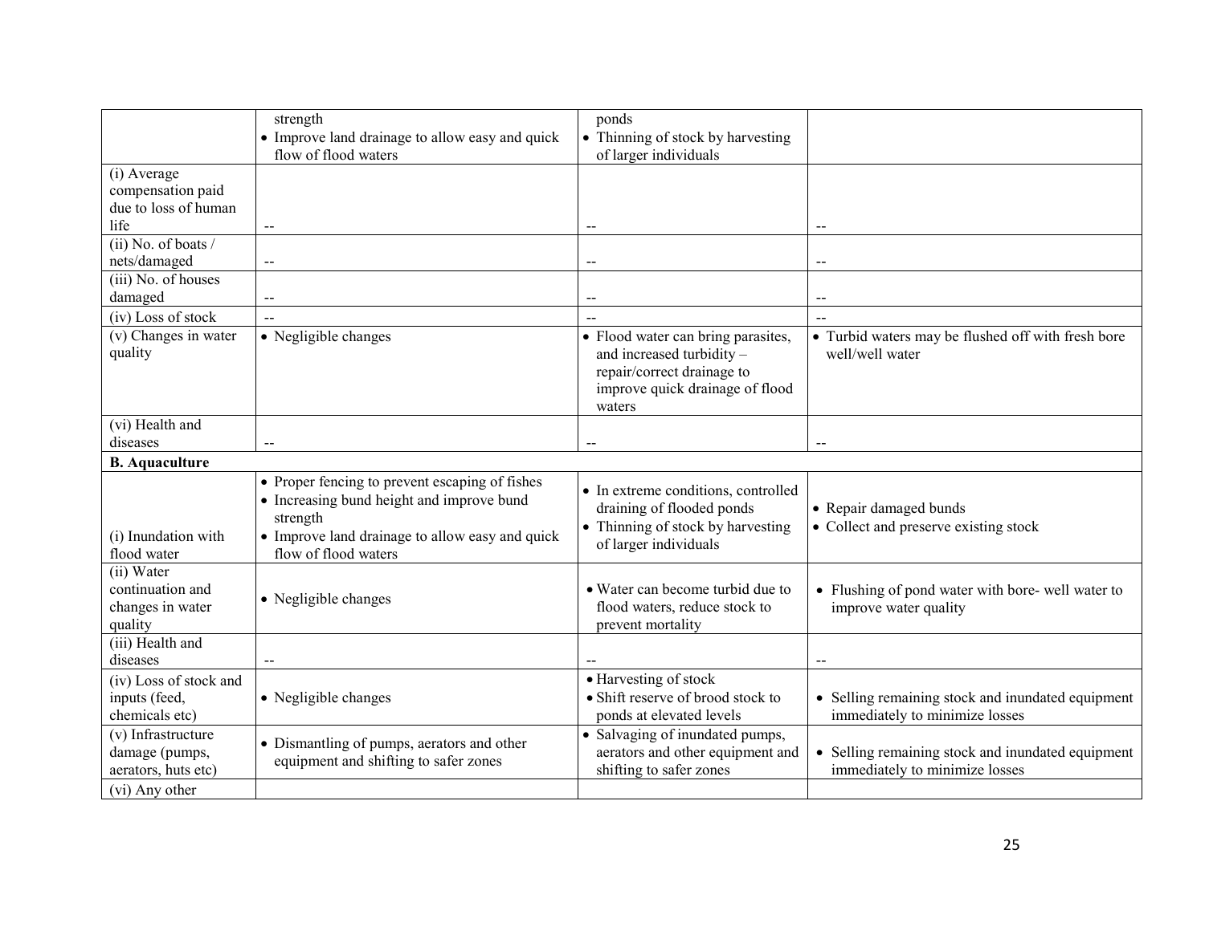| | | | |
|---|---|---|---|
| | strength<br>• Improve land drainage to allow easy and quick flow of flood waters | ponds<br>• Thinning of stock by harvesting of larger individuals | |
| (i) Average compensation paid due to loss of human life | -- | -- | -- |
| (ii) No. of boats / nets/damaged | -- | -- | -- |
| (iii) No. of houses damaged | -- | -- | -- |
| (iv) Loss of stock | -- | -- | -- |
| (v) Changes in water quality | • Negligible changes | • Flood water can bring parasites, and increased turbidity – repair/correct drainage to improve quick drainage of flood waters | • Turbid waters may be flushed off with fresh bore well/well water |
| (vi) Health and diseases | -- | -- | -- |
| **B. Aquaculture** | | | |
| (i) Inundation with flood water | • Proper fencing to prevent escaping of fishes<br>• Increasing bund height and improve bund strength<br>• Improve land drainage to allow easy and quick flow of flood waters | • In extreme conditions, controlled draining of flooded ponds<br>• Thinning of stock by harvesting of larger individuals | • Repair damaged bunds<br>• Collect and preserve existing stock |
| (ii) Water continuation and changes in water quality | • Negligible changes | • Water can become turbid due to flood waters, reduce stock to prevent mortality | • Flushing of pond water with bore- well water to improve water quality |
| (iii) Health and diseases | -- | -- | -- |
| (iv) Loss of stock and inputs (feed, chemicals etc) | • Negligible changes | • Harvesting of stock<br>• Shift reserve of brood stock to ponds at elevated levels | • Selling remaining stock and inundated equipment immediately to minimize losses |
| (v) Infrastructure damage (pumps, aerators, huts etc) | • Dismantling of pumps, aerators and other equipment and shifting to safer zones | • Salvaging of inundated pumps, aerators and other equipment and shifting to safer zones | • Selling remaining stock and inundated equipment immediately to minimize losses |
| (vi) Any other | | | |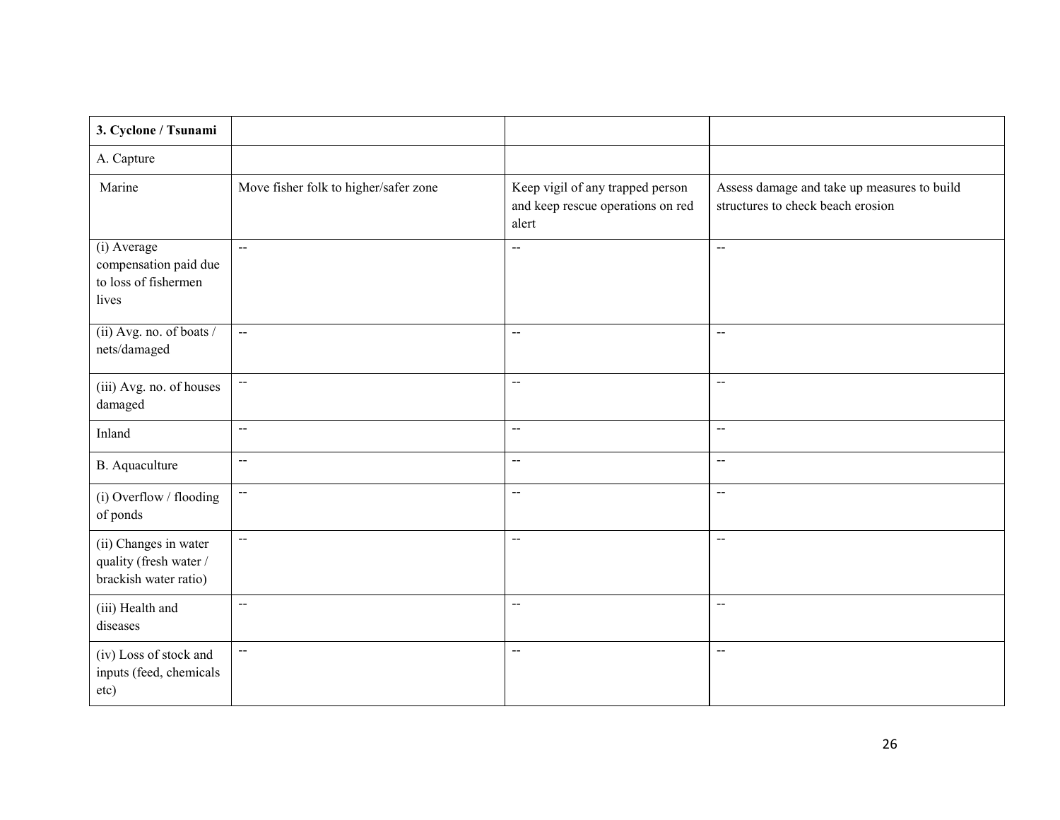| 3. Cyclone / Tsunami | | | |
|---|---|---|---|
| A. Capture | | | |
| Marine | Move fisher folk to higher/safer zone | Keep vigil of any trapped person and keep rescue operations on red alert | Assess damage and take up measures to build structures to check beach erosion |
| (i) Average compensation paid due to loss of fishermen lives | -- | -- | -- |
| (ii) Avg. no. of boats / nets/damaged | -- | -- | -- |
| (iii) Avg. no. of houses damaged | -- | -- | -- |
| Inland | -- | -- | -- |
| B. Aquaculture | -- | -- | -- |
| (i) Overflow / flooding of ponds | -- | -- | -- |
| (ii) Changes in water quality (fresh water / brackish water ratio) | -- | -- | -- |
| (iii) Health and diseases | -- | -- | -- |
| (iv) Loss of stock and inputs (feed, chemicals etc) | -- | -- | -- |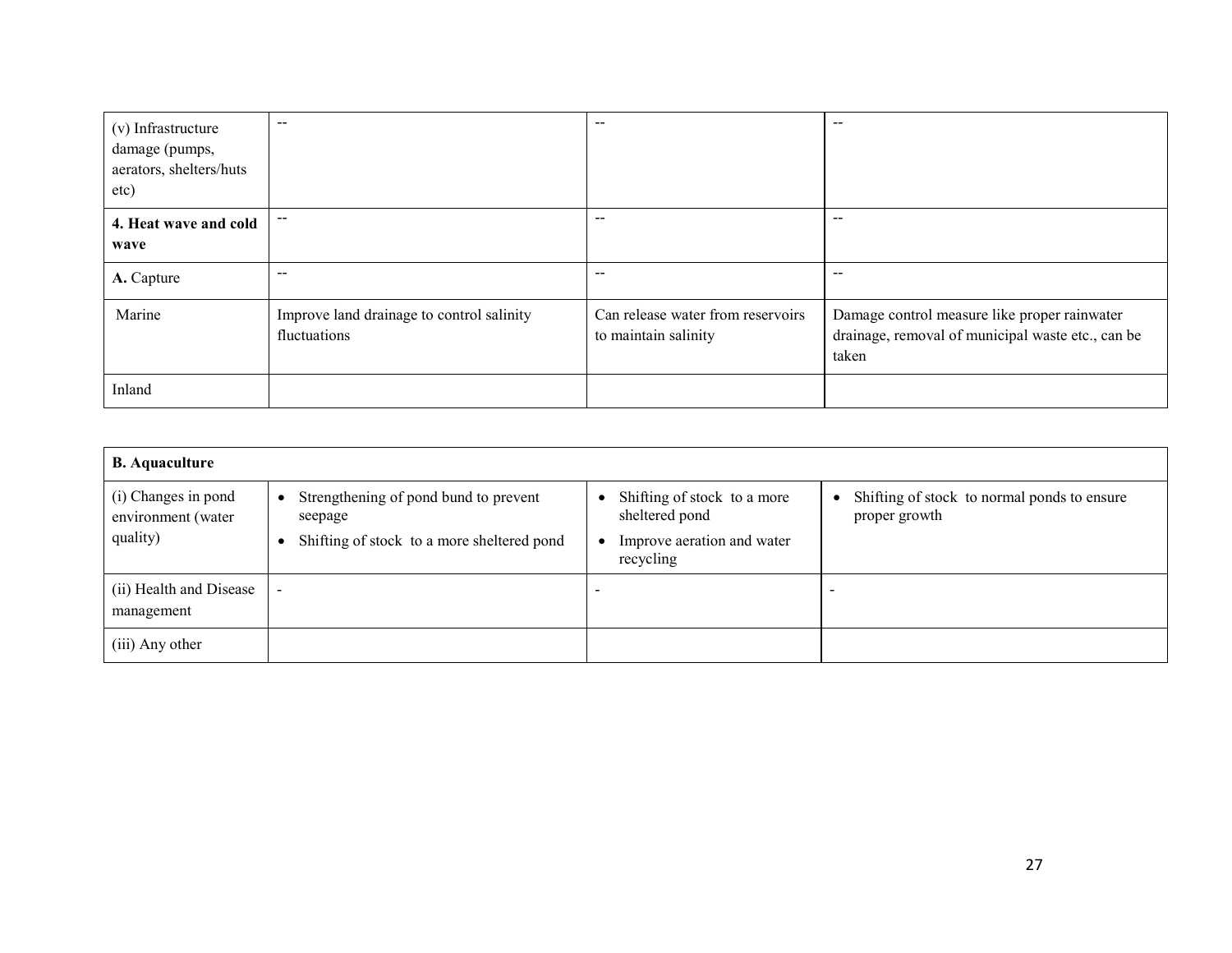| | | | |
|---|---|---|---|
| (v) Infrastructure damage (pumps, aerators, shelters/huts etc) | -- | -- | -- |
| **4. Heat wave and cold wave** | -- | -- | -- |
| **A.** Capture | -- | -- | -- |
| Marine | Improve land drainage to control salinity fluctuations | Can release water from reservoirs to maintain salinity | Damage control measure like proper rainwater drainage, removal of municipal waste etc., can be taken |
| Inland | | | |

| | | | |
|---|---|---|---|
| **B. Aquaculture** | | | |
| (i) Changes in pond environment (water quality) | • Strengthening of pond bund to prevent seepage<br>• Shifting of stock to a more sheltered pond | • Shifting of stock to a more sheltered pond<br>• Improve aeration and water recycling | • Shifting of stock to normal ponds to ensure proper growth |
| (ii) Health and Disease management | - | - | - |
| (iii) Any other | | | |